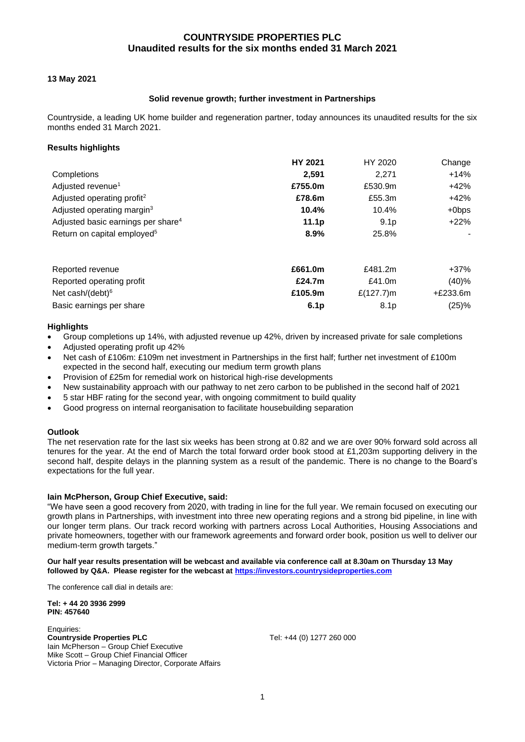# COUNTRYSIDE PROPERTIES PLC
## Unaudited results for the six months ended 31 March 2021

**13 May 2021**

**Solid revenue growth; further investment in Partnerships**

Countryside, a leading UK home builder and regeneration partner, today announces its unaudited results for the six months ended 31 March 2021.

**Results highlights**

| | HY 2021 | HY 2020 | Change |
|---|---|---|---|
| Completions | **2,591** | 2,271 | +14% |
| Adjusted revenue[1] | **£755.0m** | £530.9m | +42% |
| Adjusted operating profit[2] | **£78.6m** | £55.3m | +42% |
| Adjusted operating margin[3] | **10.4%** | 10.4% | +0bps |
| Adjusted basic earnings per share[4] | **11.1p** | 9.1p | +22% |
| Return on capital employed[5] | **8.9%** | 25.8% | - |
| | | | |
| Reported revenue | **£661.0m** | £481.2m | +37% |
| Reported operating profit | **£24.7m** | £41.0m | (40)% |
| Net cash/(debt)[6] | **£105.9m** | £(127.7)m | +£233.6m |
| Basic earnings per share | **6.1p** | 8.1p | (25)% |

**Highlights**

- Group completions up 14%, with adjusted revenue up 42%, driven by increased private for sale completions
- Adjusted operating profit up 42%
- Net cash of £106m: £109m net investment in Partnerships in the first half; further net investment of £100m expected in the second half, executing our medium term growth plans
- Provision of £25m for remedial work on historical high-rise developments
- New sustainability approach with our pathway to net zero carbon to be published in the second half of 2021
- 5 star HBF rating for the second year, with ongoing commitment to build quality
- Good progress on internal reorganisation to facilitate housebuilding separation

**Outlook**

The net reservation rate for the last six weeks has been strong at 0.82 and we are over 90% forward sold across all tenures for the year. At the end of March the total forward order book stood at £1,203m supporting delivery in the second half, despite delays in the planning system as a result of the pandemic. There is no change to the Board's expectations for the full year.

**Iain McPherson, Group Chief Executive, said:**

"We have seen a good recovery from 2020, with trading in line for the full year. We remain focused on executing our growth plans in Partnerships, with investment into three new operating regions and a strong bid pipeline, in line with our longer term plans. Our track record working with partners across Local Authorities, Housing Associations and private homeowners, together with our framework agreements and forward order book, position us well to deliver our medium-term growth targets."

**Our half year results presentation will be webcast and available via conference call at 8.30am on Thursday 13 May followed by Q&A. Please register for the webcast at https://investors.countrysideproperties.com**

The conference call dial in details are:

**Tel: + 44 20 3936 2999**
**PIN: 457640**

Enquiries:
**Countryside Properties PLC** Tel: +44 (0) 1277 260 000
Iain McPherson – Group Chief Executive
Mike Scott – Group Chief Financial Officer
Victoria Prior – Managing Director, Corporate Affairs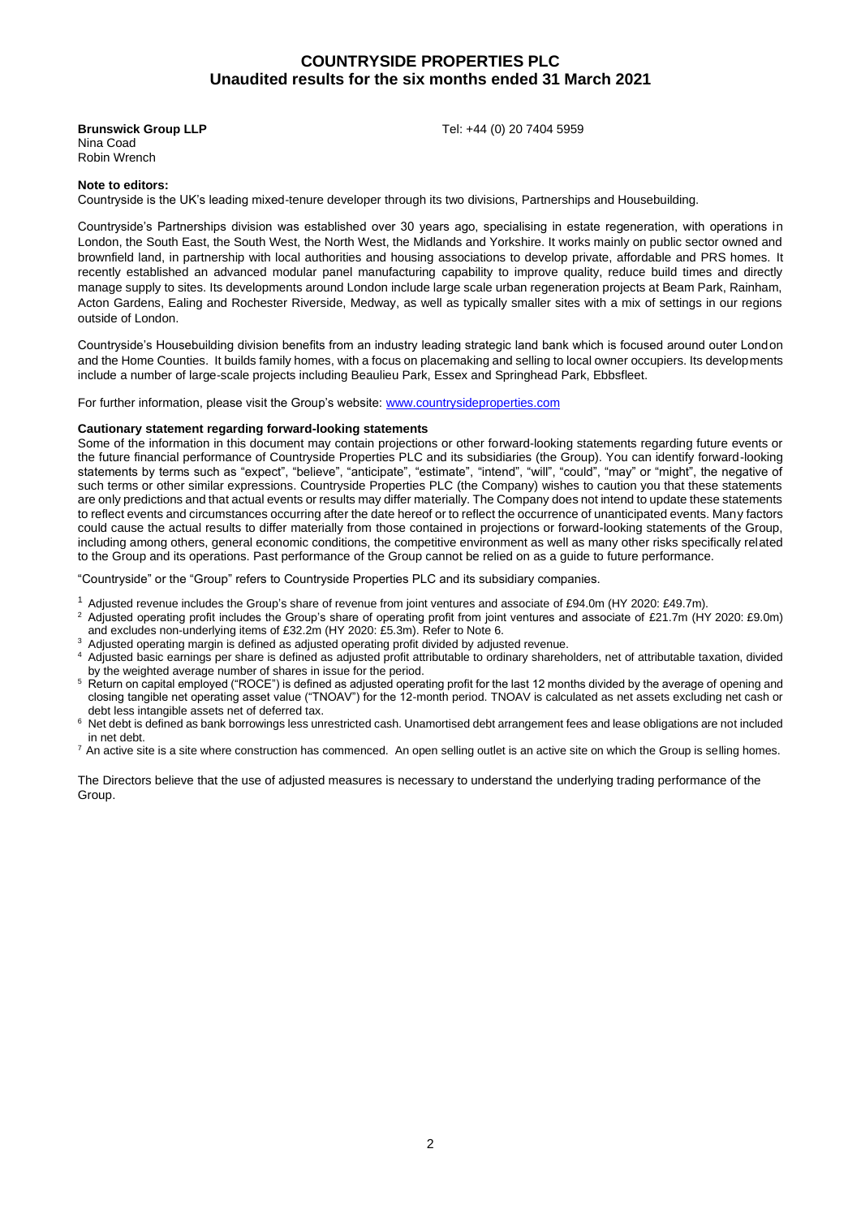**Brunswick Group LLP** Tel: +44 (0) 20 7404 5959
Nina Coad
Robin Wrench

**Note to editors:**

Countryside is the UK's leading mixed-tenure developer through its two divisions, Partnerships and Housebuilding.

Countryside's Partnerships division was established over 30 years ago, specialising in estate regeneration, with operations in London, the South East, the South West, the North West, the Midlands and Yorkshire. It works mainly on public sector owned and brownfield land, in partnership with local authorities and housing associations to develop private, affordable and PRS homes. It recently established an advanced modular panel manufacturing capability to improve quality, reduce build times and directly manage supply to sites. Its developments around London include large scale urban regeneration projects at Beam Park, Rainham, Acton Gardens, Ealing and Rochester Riverside, Medway, as well as typically smaller sites with a mix of settings in our regions outside of London.

Countryside's Housebuilding division benefits from an industry leading strategic land bank which is focused around outer London and the Home Counties. It builds family homes, with a focus on placemaking and selling to local owner occupiers. Its developments include a number of large-scale projects including Beaulieu Park, Essex and Springhead Park, Ebbsfleet.

For further information, please visit the Group's website: [www.countrysideproperties.com](http://www.countrysideproperties.com)

**Cautionary statement regarding forward-looking statements**

Some of the information in this document may contain projections or other forward-looking statements regarding future events or the future financial performance of Countryside Properties PLC and its subsidiaries (the Group). You can identify forward-looking statements by terms such as "expect", "believe", "anticipate", "estimate", "intend", "will", "could", "may" or "might", the negative of such terms or other similar expressions. Countryside Properties PLC (the Company) wishes to caution you that these statements are only predictions and that actual events or results may differ materially. The Company does not intend to update these statements to reflect events and circumstances occurring after the date hereof or to reflect the occurrence of unanticipated events. Many factors could cause the actual results to differ materially from those contained in projections or forward-looking statements of the Group, including among others, general economic conditions, the competitive environment as well as many other risks specifically related to the Group and its operations. Past performance of the Group cannot be relied on as a guide to future performance.

"Countryside" or the "Group" refers to Countryside Properties PLC and its subsidiary companies.

[1] Adjusted revenue includes the Group's share of revenue from joint ventures and associate of £94.0m (HY 2020: £49.7m).
[2] Adjusted operating profit includes the Group's share of operating profit from joint ventures and associate of £21.7m (HY 2020: £9.0m) and excludes non-underlying items of £32.2m (HY 2020: £5.3m). Refer to Note 6.
[3] Adjusted operating margin is defined as adjusted operating profit divided by adjusted revenue.
[4] Adjusted basic earnings per share is defined as adjusted profit attributable to ordinary shareholders, net of attributable taxation, divided by the weighted average number of shares in issue for the period.
[5] Return on capital employed ("ROCE") is defined as adjusted operating profit for the last 12 months divided by the average of opening and closing tangible net operating asset value ("TNOAV") for the 12-month period. TNOAV is calculated as net assets excluding net cash or debt less intangible assets net of deferred tax.
[6] Net debt is defined as bank borrowings less unrestricted cash. Unamortised debt arrangement fees and lease obligations are not included in net debt.
[7] An active site is a site where construction has commenced. An open selling outlet is an active site on which the Group is selling homes.

The Directors believe that the use of adjusted measures is necessary to understand the underlying trading performance of the Group.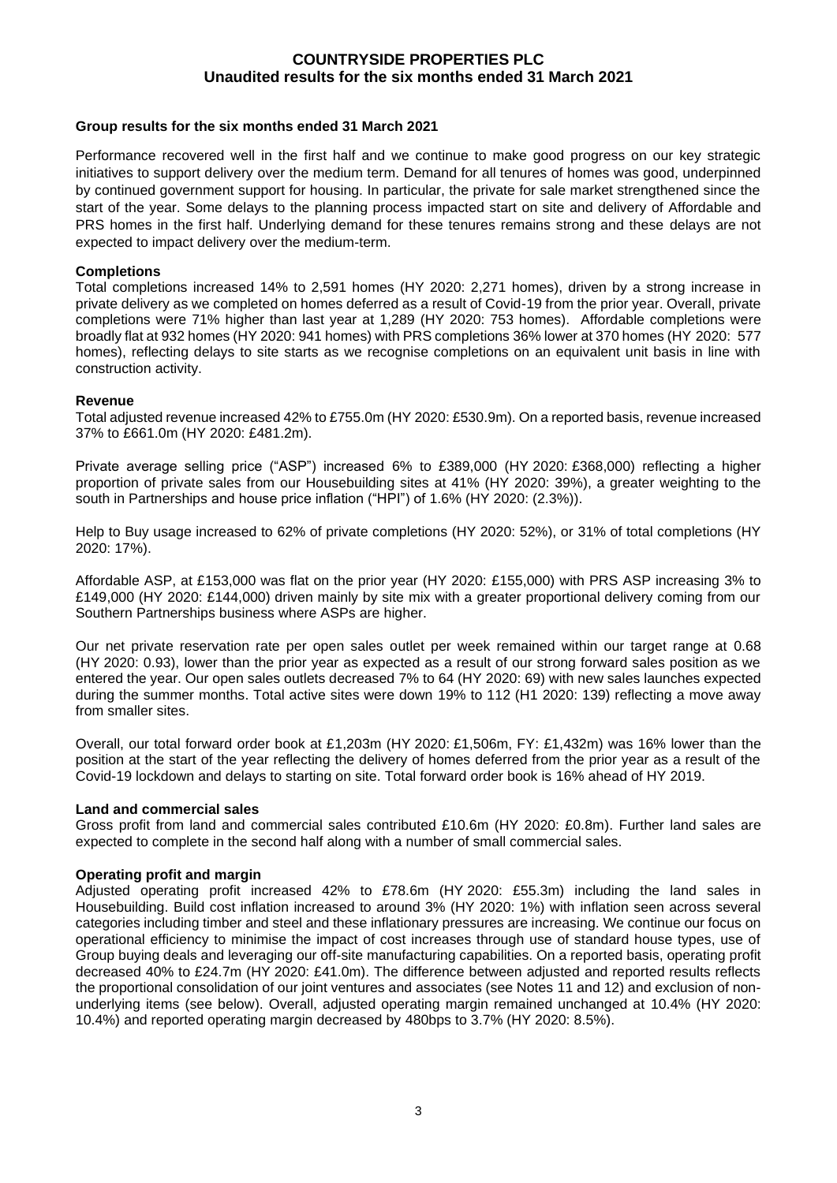**COUNTRYSIDE PROPERTIES PLC**
**Unaudited results for the six months ended 31 March 2021**

## Group results for the six months ended 31 March 2021

Performance recovered well in the first half and we continue to make good progress on our key strategic initiatives to support delivery over the medium term. Demand for all tenures of homes was good, underpinned by continued government support for housing. In particular, the private for sale market strengthened since the start of the year. Some delays to the planning process impacted start on site and delivery of Affordable and PRS homes in the first half. Underlying demand for these tenures remains strong and these delays are not expected to impact delivery over the medium-term.

### Completions

Total completions increased 14% to 2,591 homes (HY 2020: 2,271 homes), driven by a strong increase in private delivery as we completed on homes deferred as a result of Covid-19 from the prior year. Overall, private completions were 71% higher than last year at 1,289 (HY 2020: 753 homes). Affordable completions were broadly flat at 932 homes (HY 2020: 941 homes) with PRS completions 36% lower at 370 homes (HY 2020: 577 homes), reflecting delays to site starts as we recognise completions on an equivalent unit basis in line with construction activity.

### Revenue

Total adjusted revenue increased 42% to £755.0m (HY 2020: £530.9m). On a reported basis, revenue increased 37% to £661.0m (HY 2020: £481.2m).

Private average selling price ("ASP") increased 6% to £389,000 (HY 2020: £368,000) reflecting a higher proportion of private sales from our Housebuilding sites at 41% (HY 2020: 39%), a greater weighting to the south in Partnerships and house price inflation ("HPI") of 1.6% (HY 2020: (2.3%)).

Help to Buy usage increased to 62% of private completions (HY 2020: 52%), or 31% of total completions (HY 2020: 17%).

Affordable ASP, at £153,000 was flat on the prior year (HY 2020: £155,000) with PRS ASP increasing 3% to £149,000 (HY 2020: £144,000) driven mainly by site mix with a greater proportional delivery coming from our Southern Partnerships business where ASPs are higher.

Our net private reservation rate per open sales outlet per week remained within our target range at 0.68 (HY 2020: 0.93), lower than the prior year as expected as a result of our strong forward sales position as we entered the year. Our open sales outlets decreased 7% to 64 (HY 2020: 69) with new sales launches expected during the summer months. Total active sites were down 19% to 112 (H1 2020: 139) reflecting a move away from smaller sites.

Overall, our total forward order book at £1,203m (HY 2020: £1,506m, FY: £1,432m) was 16% lower than the position at the start of the year reflecting the delivery of homes deferred from the prior year as a result of the Covid-19 lockdown and delays to starting on site. Total forward order book is 16% ahead of HY 2019.

### Land and commercial sales

Gross profit from land and commercial sales contributed £10.6m (HY 2020: £0.8m). Further land sales are expected to complete in the second half along with a number of small commercial sales.

### Operating profit and margin

Adjusted operating profit increased 42% to £78.6m (HY 2020: £55.3m) including the land sales in Housebuilding. Build cost inflation increased to around 3% (HY 2020: 1%) with inflation seen across several categories including timber and steel and these inflationary pressures are increasing. We continue our focus on operational efficiency to minimise the impact of cost increases through use of standard house types, use of Group buying deals and leveraging our off-site manufacturing capabilities. On a reported basis, operating profit decreased 40% to £24.7m (HY 2020: £41.0m). The difference between adjusted and reported results reflects the proportional consolidation of our joint ventures and associates (see Notes 11 and 12) and exclusion of non-underlying items (see below). Overall, adjusted operating margin remained unchanged at 10.4% (HY 2020: 10.4%) and reported operating margin decreased by 480bps to 3.7% (HY 2020: 8.5%).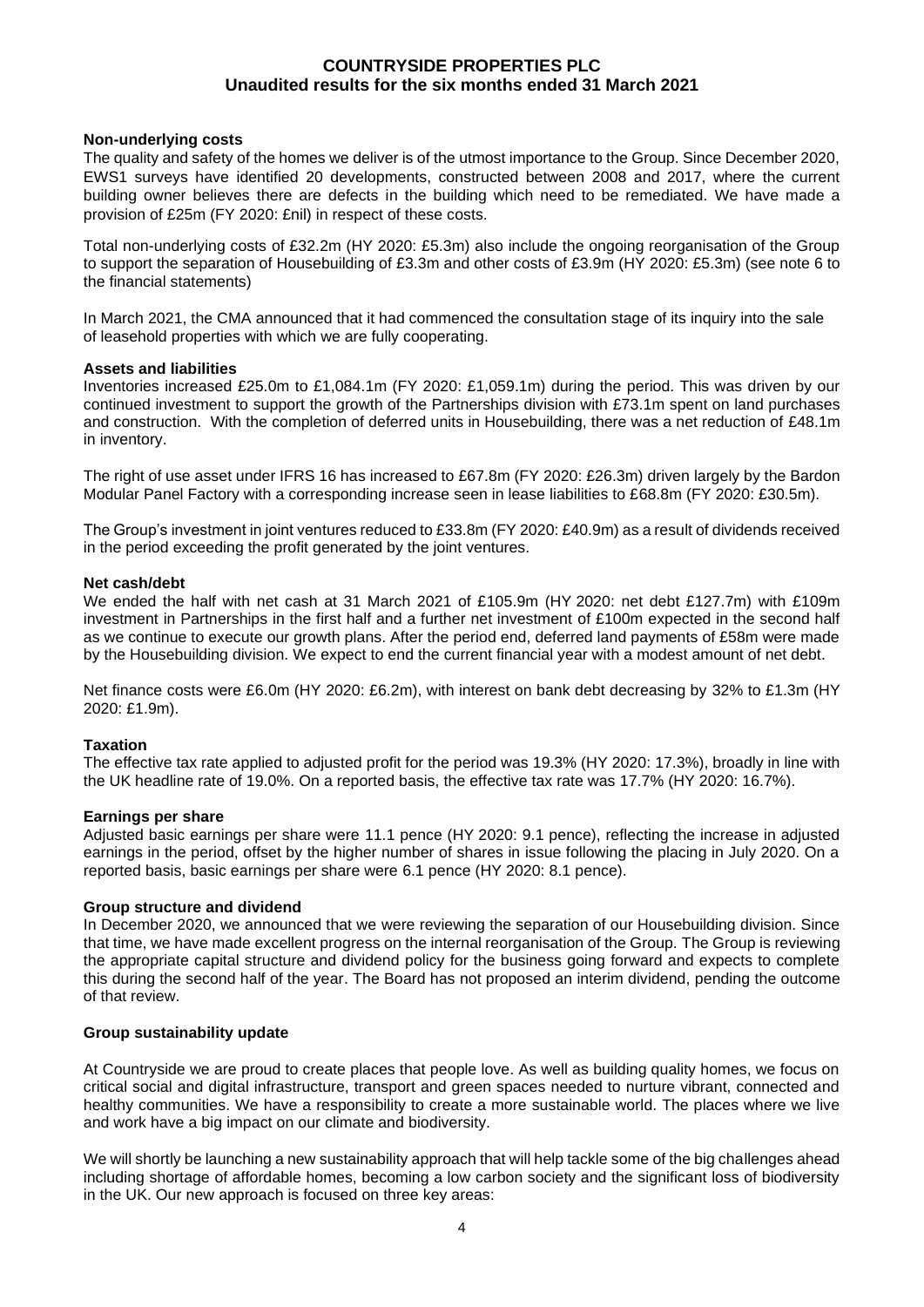**Non-underlying costs**

The quality and safety of the homes we deliver is of the utmost importance to the Group. Since December 2020, EWS1 surveys have identified 20 developments, constructed between 2008 and 2017, where the current building owner believes there are defects in the building which need to be remediated. We have made a provision of £25m (FY 2020: £nil) in respect of these costs.

Total non-underlying costs of £32.2m (HY 2020: £5.3m) also include the ongoing reorganisation of the Group to support the separation of Housebuilding of £3.3m and other costs of £3.9m (HY 2020: £5.3m) (see note 6 to the financial statements)

In March 2021, the CMA announced that it had commenced the consultation stage of its inquiry into the sale of leasehold properties with which we are fully cooperating.

**Assets and liabilities**

Inventories increased £25.0m to £1,084.1m (FY 2020: £1,059.1m) during the period. This was driven by our continued investment to support the growth of the Partnerships division with £73.1m spent on land purchases and construction. With the completion of deferred units in Housebuilding, there was a net reduction of £48.1m in inventory.

The right of use asset under IFRS 16 has increased to £67.8m (FY 2020: £26.3m) driven largely by the Bardon Modular Panel Factory with a corresponding increase seen in lease liabilities to £68.8m (FY 2020: £30.5m).

The Group's investment in joint ventures reduced to £33.8m (FY 2020: £40.9m) as a result of dividends received in the period exceeding the profit generated by the joint ventures.

**Net cash/debt**

We ended the half with net cash at 31 March 2021 of £105.9m (HY 2020: net debt £127.7m) with £109m investment in Partnerships in the first half and a further net investment of £100m expected in the second half as we continue to execute our growth plans. After the period end, deferred land payments of £58m were made by the Housebuilding division. We expect to end the current financial year with a modest amount of net debt.

Net finance costs were £6.0m (HY 2020: £6.2m), with interest on bank debt decreasing by 32% to £1.3m (HY 2020: £1.9m).

**Taxation**

The effective tax rate applied to adjusted profit for the period was 19.3% (HY 2020: 17.3%), broadly in line with the UK headline rate of 19.0%. On a reported basis, the effective tax rate was 17.7% (HY 2020: 16.7%).

**Earnings per share**

Adjusted basic earnings per share were 11.1 pence (HY 2020: 9.1 pence), reflecting the increase in adjusted earnings in the period, offset by the higher number of shares in issue following the placing in July 2020. On a reported basis, basic earnings per share were 6.1 pence (HY 2020: 8.1 pence).

**Group structure and dividend**

In December 2020, we announced that we were reviewing the separation of our Housebuilding division. Since that time, we have made excellent progress on the internal reorganisation of the Group. The Group is reviewing the appropriate capital structure and dividend policy for the business going forward and expects to complete this during the second half of the year. The Board has not proposed an interim dividend, pending the outcome of that review.

**Group sustainability update**

At Countryside we are proud to create places that people love. As well as building quality homes, we focus on critical social and digital infrastructure, transport and green spaces needed to nurture vibrant, connected and healthy communities. We have a responsibility to create a more sustainable world. The places where we live and work have a big impact on our climate and biodiversity.

We will shortly be launching a new sustainability approach that will help tackle some of the big challenges ahead including shortage of affordable homes, becoming a low carbon society and the significant loss of biodiversity in the UK. Our new approach is focused on three key areas: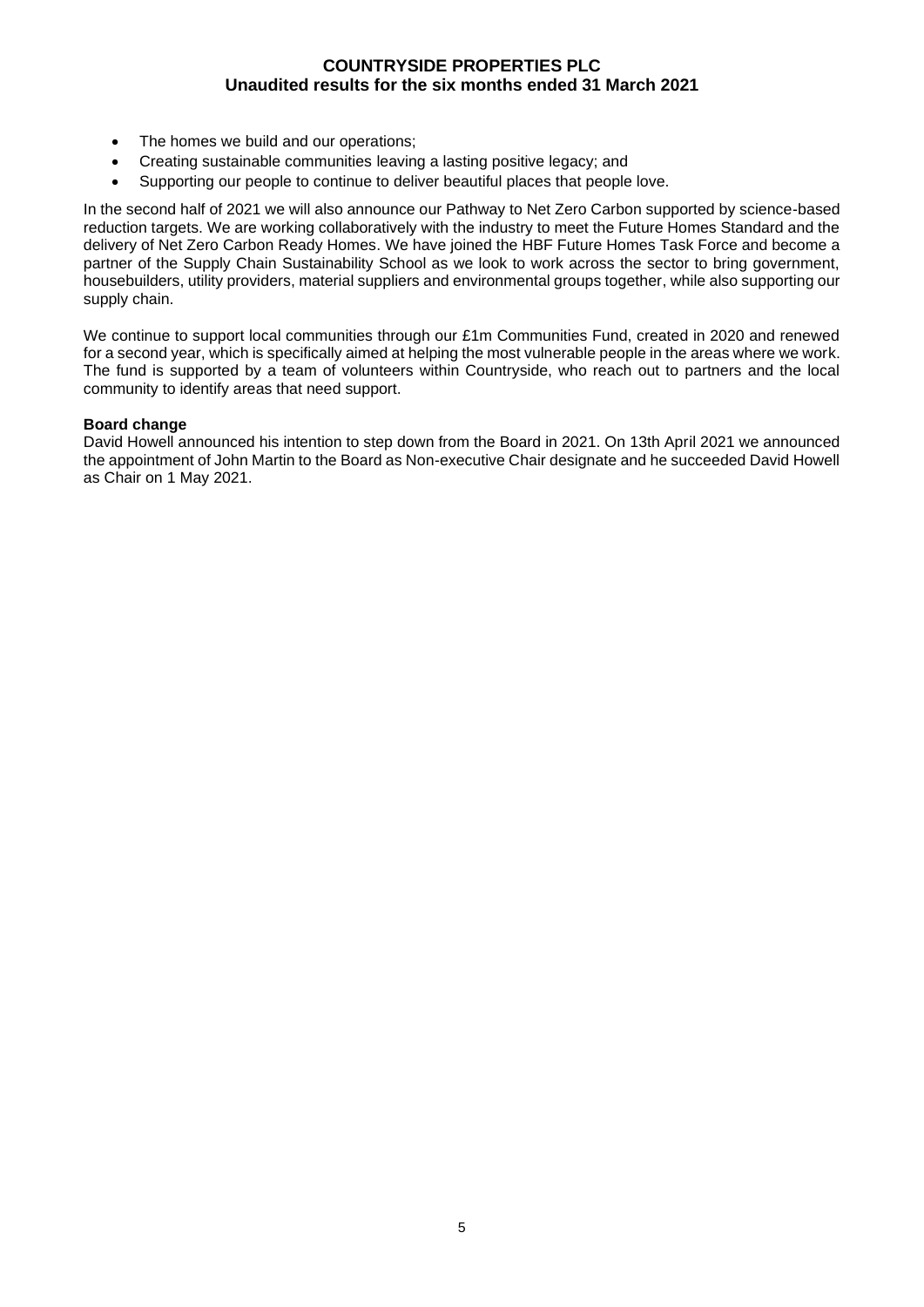- The homes we build and our operations;
- Creating sustainable communities leaving a lasting positive legacy; and
- Supporting our people to continue to deliver beautiful places that people love.

In the second half of 2021 we will also announce our Pathway to Net Zero Carbon supported by science-based reduction targets. We are working collaboratively with the industry to meet the Future Homes Standard and the delivery of Net Zero Carbon Ready Homes. We have joined the HBF Future Homes Task Force and become a partner of the Supply Chain Sustainability School as we look to work across the sector to bring government, housebuilders, utility providers, material suppliers and environmental groups together, while also supporting our supply chain.

We continue to support local communities through our £1m Communities Fund, created in 2020 and renewed for a second year, which is specifically aimed at helping the most vulnerable people in the areas where we work. The fund is supported by a team of volunteers within Countryside, who reach out to partners and the local community to identify areas that need support.

**Board change**

David Howell announced his intention to step down from the Board in 2021. On 13th April 2021 we announced the appointment of John Martin to the Board as Non-executive Chair designate and he succeeded David Howell as Chair on 1 May 2021.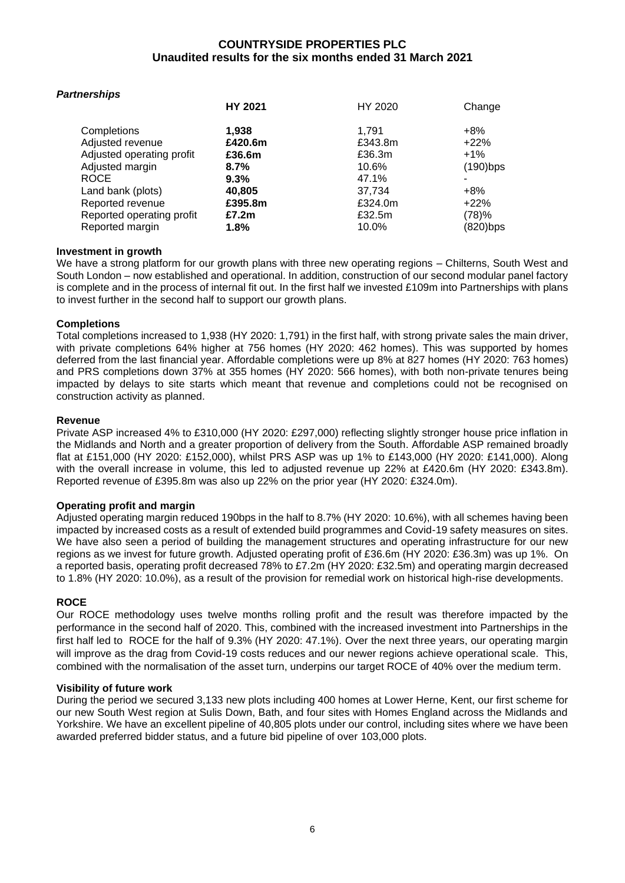***Partnerships***

| | **HY 2021** | HY 2020 | Change |
|---|---|---|---|
| Completions | **1,938** | 1,791 | +8% |
| Adjusted revenue | **£420.6m** | £343.8m | +22% |
| Adjusted operating profit | **£36.6m** | £36.3m | +1% |
| Adjusted margin | **8.7%** | 10.6% | (190)bps |
| ROCE | **9.3%** | 47.1% | - |
| Land bank (plots) | **40,805** | 37,734 | +8% |
| Reported revenue | **£395.8m** | £324.0m | +22% |
| Reported operating profit | **£7.2m** | £32.5m | (78)% |
| Reported margin | **1.8%** | 10.0% | (820)bps |

**Investment in growth**

We have a strong platform for our growth plans with three new operating regions – Chilterns, South West and South London – now established and operational. In addition, construction of our second modular panel factory is complete and in the process of internal fit out. In the first half we invested £109m into Partnerships with plans to invest further in the second half to support our growth plans.

**Completions**

Total completions increased to 1,938 (HY 2020: 1,791) in the first half, with strong private sales the main driver, with private completions 64% higher at 756 homes (HY 2020: 462 homes). This was supported by homes deferred from the last financial year. Affordable completions were up 8% at 827 homes (HY 2020: 763 homes) and PRS completions down 37% at 355 homes (HY 2020: 566 homes), with both non-private tenures being impacted by delays to site starts which meant that revenue and completions could not be recognised on construction activity as planned.

**Revenue**

Private ASP increased 4% to £310,000 (HY 2020: £297,000) reflecting slightly stronger house price inflation in the Midlands and North and a greater proportion of delivery from the South. Affordable ASP remained broadly flat at £151,000 (HY 2020: £152,000), whilst PRS ASP was up 1% to £143,000 (HY 2020: £141,000). Along with the overall increase in volume, this led to adjusted revenue up 22% at £420.6m (HY 2020: £343.8m). Reported revenue of £395.8m was also up 22% on the prior year (HY 2020: £324.0m).

**Operating profit and margin**

Adjusted operating margin reduced 190bps in the half to 8.7% (HY 2020: 10.6%), with all schemes having been impacted by increased costs as a result of extended build programmes and Covid-19 safety measures on sites. We have also seen a period of building the management structures and operating infrastructure for our new regions as we invest for future growth. Adjusted operating profit of £36.6m (HY 2020: £36.3m) was up 1%. On a reported basis, operating profit decreased 78% to £7.2m (HY 2020: £32.5m) and operating margin decreased to 1.8% (HY 2020: 10.0%), as a result of the provision for remedial work on historical high-rise developments.

**ROCE**

Our ROCE methodology uses twelve months rolling profit and the result was therefore impacted by the performance in the second half of 2020. This, combined with the increased investment into Partnerships in the first half led to ROCE for the half of 9.3% (HY 2020: 47.1%). Over the next three years, our operating margin will improve as the drag from Covid-19 costs reduces and our newer regions achieve operational scale. This, combined with the normalisation of the asset turn, underpins our target ROCE of 40% over the medium term.

**Visibility of future work**

During the period we secured 3,133 new plots including 400 homes at Lower Herne, Kent, our first scheme for our new South West region at Sulis Down, Bath, and four sites with Homes England across the Midlands and Yorkshire. We have an excellent pipeline of 40,805 plots under our control, including sites where we have been awarded preferred bidder status, and a future bid pipeline of over 103,000 plots.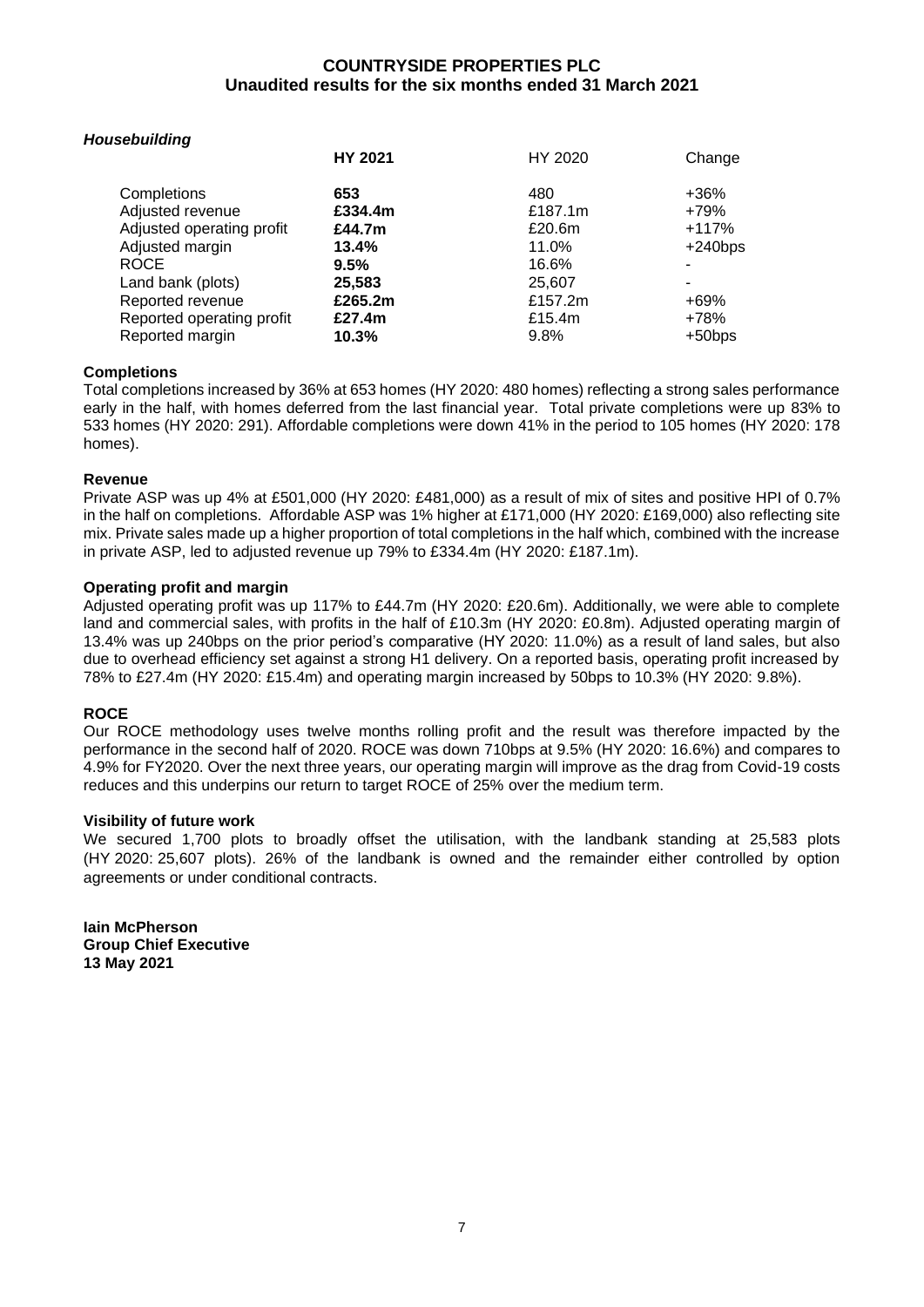### *Housebuilding*

| | **HY 2021** | HY 2020 | Change |
|---|---|---|---|
| Completions | **653** | 480 | +36% |
| Adjusted revenue | **£334.4m** | £187.1m | +79% |
| Adjusted operating profit | **£44.7m** | £20.6m | +117% |
| Adjusted margin | **13.4%** | 11.0% | +240bps |
| ROCE | **9.5%** | 16.6% | - |
| Land bank (plots) | **25,583** | 25,607 | - |
| Reported revenue | **£265.2m** | £157.2m | +69% |
| Reported operating profit | **£27.4m** | £15.4m | +78% |
| Reported margin | **10.3%** | 9.8% | +50bps |

**Completions**

Total completions increased by 36% at 653 homes (HY 2020: 480 homes) reflecting a strong sales performance early in the half, with homes deferred from the last financial year. Total private completions were up 83% to 533 homes (HY 2020: 291). Affordable completions were down 41% in the period to 105 homes (HY 2020: 178 homes).

**Revenue**

Private ASP was up 4% at £501,000 (HY 2020: £481,000) as a result of mix of sites and positive HPI of 0.7% in the half on completions. Affordable ASP was 1% higher at £171,000 (HY 2020: £169,000) also reflecting site mix. Private sales made up a higher proportion of total completions in the half which, combined with the increase in private ASP, led to adjusted revenue up 79% to £334.4m (HY 2020: £187.1m).

**Operating profit and margin**

Adjusted operating profit was up 117% to £44.7m (HY 2020: £20.6m). Additionally, we were able to complete land and commercial sales, with profits in the half of £10.3m (HY 2020: £0.8m). Adjusted operating margin of 13.4% was up 240bps on the prior period's comparative (HY 2020: 11.0%) as a result of land sales, but also due to overhead efficiency set against a strong H1 delivery. On a reported basis, operating profit increased by 78% to £27.4m (HY 2020: £15.4m) and operating margin increased by 50bps to 10.3% (HY 2020: 9.8%).

**ROCE**

Our ROCE methodology uses twelve months rolling profit and the result was therefore impacted by the performance in the second half of 2020. ROCE was down 710bps at 9.5% (HY 2020: 16.6%) and compares to 4.9% for FY2020. Over the next three years, our operating margin will improve as the drag from Covid-19 costs reduces and this underpins our return to target ROCE of 25% over the medium term.

**Visibility of future work**

We secured 1,700 plots to broadly offset the utilisation, with the landbank standing at 25,583 plots (HY 2020: 25,607 plots). 26% of the landbank is owned and the remainder either controlled by option agreements or under conditional contracts.

**Iain McPherson**
**Group Chief Executive**
**13 May 2021**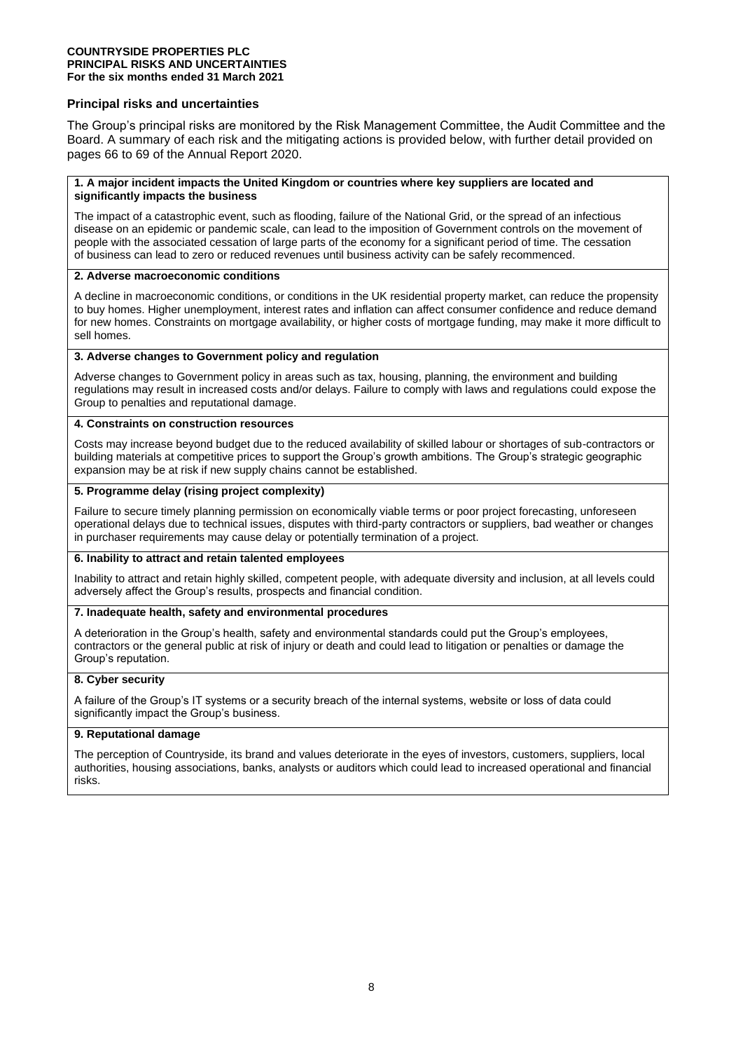**COUNTRYSIDE PROPERTIES PLC**
**PRINCIPAL RISKS AND UNCERTAINTIES**
**For the six months ended 31 March 2021**

## Principal risks and uncertainties

The Group's principal risks are monitored by the Risk Management Committee, the Audit Committee and the Board. A summary of each risk and the mitigating actions is provided below, with further detail provided on pages 66 to 69 of the Annual Report 2020.

**1. A major incident impacts the United Kingdom or countries where key suppliers are located and significantly impacts the business**

The impact of a catastrophic event, such as flooding, failure of the National Grid, or the spread of an infectious disease on an epidemic or pandemic scale, can lead to the imposition of Government controls on the movement of people with the associated cessation of large parts of the economy for a significant period of time. The cessation of business can lead to zero or reduced revenues until business activity can be safely recommenced.

**2. Adverse macroeconomic conditions**

A decline in macroeconomic conditions, or conditions in the UK residential property market, can reduce the propensity to buy homes. Higher unemployment, interest rates and inflation can affect consumer confidence and reduce demand for new homes. Constraints on mortgage availability, or higher costs of mortgage funding, may make it more difficult to sell homes.

**3. Adverse changes to Government policy and regulation**

Adverse changes to Government policy in areas such as tax, housing, planning, the environment and building regulations may result in increased costs and/or delays. Failure to comply with laws and regulations could expose the Group to penalties and reputational damage.

**4. Constraints on construction resources**

Costs may increase beyond budget due to the reduced availability of skilled labour or shortages of sub-contractors or building materials at competitive prices to support the Group's growth ambitions. The Group's strategic geographic expansion may be at risk if new supply chains cannot be established.

**5. Programme delay (rising project complexity)**

Failure to secure timely planning permission on economically viable terms or poor project forecasting, unforeseen operational delays due to technical issues, disputes with third-party contractors or suppliers, bad weather or changes in purchaser requirements may cause delay or potentially termination of a project.

**6. Inability to attract and retain talented employees**

Inability to attract and retain highly skilled, competent people, with adequate diversity and inclusion, at all levels could adversely affect the Group's results, prospects and financial condition.

**7. Inadequate health, safety and environmental procedures**

A deterioration in the Group's health, safety and environmental standards could put the Group's employees, contractors or the general public at risk of injury or death and could lead to litigation or penalties or damage the Group's reputation.

**8. Cyber security**

A failure of the Group's IT systems or a security breach of the internal systems, website or loss of data could significantly impact the Group's business.

**9. Reputational damage**

The perception of Countryside, its brand and values deteriorate in the eyes of investors, customers, suppliers, local authorities, housing associations, banks, analysts or auditors which could lead to increased operational and financial risks.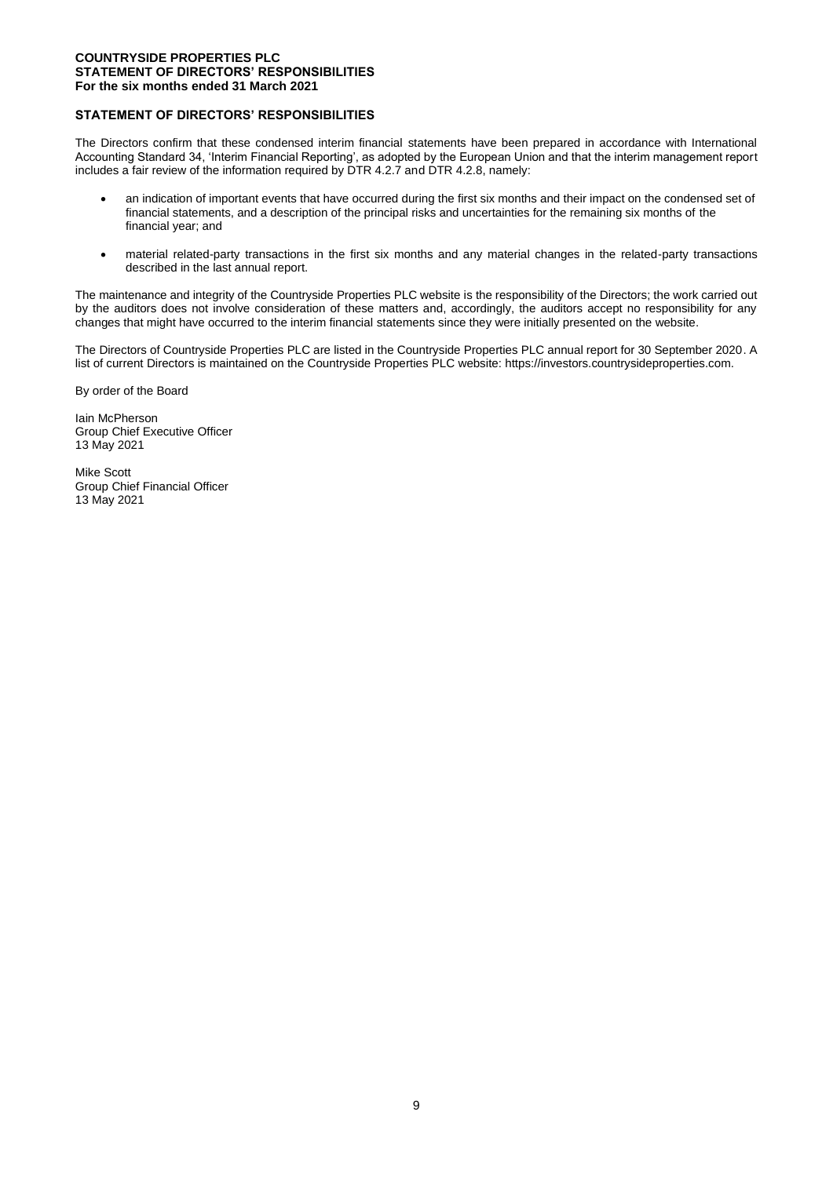**COUNTRYSIDE PROPERTIES PLC**
**STATEMENT OF DIRECTORS' RESPONSIBILITIES**
**For the six months ended 31 March 2021**

## STATEMENT OF DIRECTORS' RESPONSIBILITIES

The Directors confirm that these condensed interim financial statements have been prepared in accordance with International Accounting Standard 34, 'Interim Financial Reporting', as adopted by the European Union and that the interim management report includes a fair review of the information required by DTR 4.2.7 and DTR 4.2.8, namely:

- an indication of important events that have occurred during the first six months and their impact on the condensed set of financial statements, and a description of the principal risks and uncertainties for the remaining six months of the financial year; and
- material related-party transactions in the first six months and any material changes in the related-party transactions described in the last annual report.

The maintenance and integrity of the Countryside Properties PLC website is the responsibility of the Directors; the work carried out by the auditors does not involve consideration of these matters and, accordingly, the auditors accept no responsibility for any changes that might have occurred to the interim financial statements since they were initially presented on the website.

The Directors of Countryside Properties PLC are listed in the Countryside Properties PLC annual report for 30 September 2020. A list of current Directors is maintained on the Countryside Properties PLC website: https://investors.countrysideproperties.com.

By order of the Board

Iain McPherson
Group Chief Executive Officer
13 May 2021

Mike Scott
Group Chief Financial Officer
13 May 2021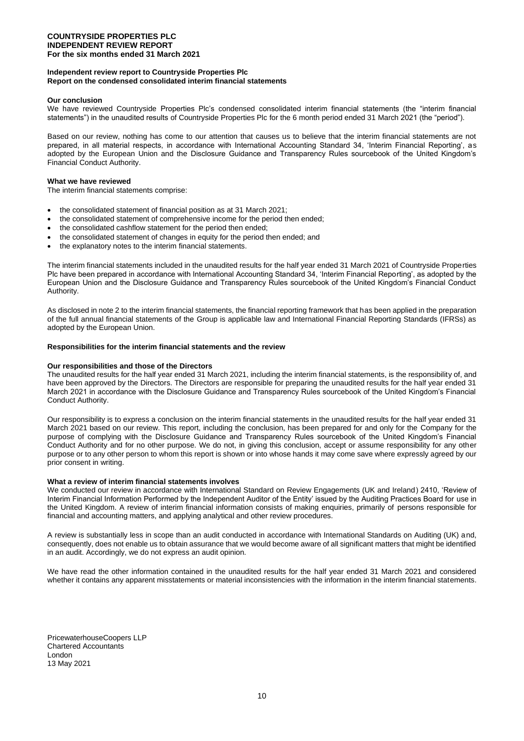**COUNTRYSIDE PROPERTIES PLC**
**INDEPENDENT REVIEW REPORT**
**For the six months ended 31 March 2021**

**Independent review report to Countryside Properties Plc**
**Report on the condensed consolidated interim financial statements**

**Our conclusion**

We have reviewed Countryside Properties Plc's condensed consolidated interim financial statements (the "interim financial statements") in the unaudited results of Countryside Properties Plc for the 6 month period ended 31 March 2021 (the "period").

Based on our review, nothing has come to our attention that causes us to believe that the interim financial statements are not prepared, in all material respects, in accordance with International Accounting Standard 34, 'Interim Financial Reporting', as adopted by the European Union and the Disclosure Guidance and Transparency Rules sourcebook of the United Kingdom's Financial Conduct Authority.

**What we have reviewed**

The interim financial statements comprise:

- the consolidated statement of financial position as at 31 March 2021;
- the consolidated statement of comprehensive income for the period then ended;
- the consolidated cashflow statement for the period then ended;
- the consolidated statement of changes in equity for the period then ended; and
- the explanatory notes to the interim financial statements.

The interim financial statements included in the unaudited results for the half year ended 31 March 2021 of Countryside Properties Plc have been prepared in accordance with International Accounting Standard 34, 'Interim Financial Reporting', as adopted by the European Union and the Disclosure Guidance and Transparency Rules sourcebook of the United Kingdom's Financial Conduct Authority.

As disclosed in note 2 to the interim financial statements, the financial reporting framework that has been applied in the preparation of the full annual financial statements of the Group is applicable law and International Financial Reporting Standards (IFRSs) as adopted by the European Union.

**Responsibilities for the interim financial statements and the review**

**Our responsibilities and those of the Directors**

The unaudited results for the half year ended 31 March 2021, including the interim financial statements, is the responsibility of, and have been approved by the Directors. The Directors are responsible for preparing the unaudited results for the half year ended 31 March 2021 in accordance with the Disclosure Guidance and Transparency Rules sourcebook of the United Kingdom's Financial Conduct Authority.

Our responsibility is to express a conclusion on the interim financial statements in the unaudited results for the half year ended 31 March 2021 based on our review. This report, including the conclusion, has been prepared for and only for the Company for the purpose of complying with the Disclosure Guidance and Transparency Rules sourcebook of the United Kingdom's Financial Conduct Authority and for no other purpose. We do not, in giving this conclusion, accept or assume responsibility for any other purpose or to any other person to whom this report is shown or into whose hands it may come save where expressly agreed by our prior consent in writing.

**What a review of interim financial statements involves**

We conducted our review in accordance with International Standard on Review Engagements (UK and Ireland) 2410, 'Review of Interim Financial Information Performed by the Independent Auditor of the Entity' issued by the Auditing Practices Board for use in the United Kingdom. A review of interim financial information consists of making enquiries, primarily of persons responsible for financial and accounting matters, and applying analytical and other review procedures.

A review is substantially less in scope than an audit conducted in accordance with International Standards on Auditing (UK) and, consequently, does not enable us to obtain assurance that we would become aware of all significant matters that might be identified in an audit. Accordingly, we do not express an audit opinion.

We have read the other information contained in the unaudited results for the half year ended 31 March 2021 and considered whether it contains any apparent misstatements or material inconsistencies with the information in the interim financial statements.

PricewaterhouseCoopers LLP
Chartered Accountants
London
13 May 2021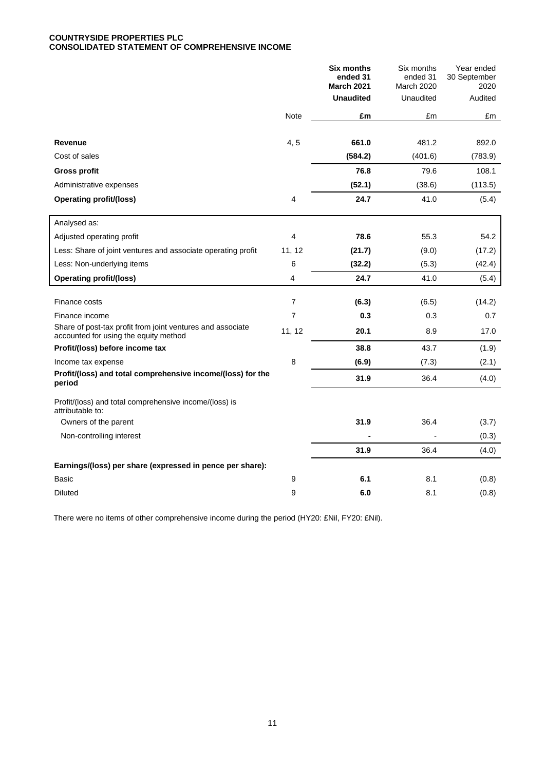**COUNTRYSIDE PROPERTIES PLC**
**CONSOLIDATED STATEMENT OF COMPREHENSIVE INCOME**

| | Note | **Six months ended 31 March 2021** | Six months ended 31 March 2020 | Year ended 30 September 2020 |
|---|---|---|---|---|
| | | **Unaudited** | Unaudited | Audited |
| | | **£m** | £m | £m |
| **Revenue** | 4, 5 | **661.0** | 481.2 | 892.0 |
| Cost of sales | | **(584.2)** | (401.6) | (783.9) |
| **Gross profit** | | **76.8** | 79.6 | 108.1 |
| Administrative expenses | | **(52.1)** | (38.6) | (113.5) |
| **Operating profit/(loss)** | 4 | **24.7** | 41.0 | (5.4) |
| Analysed as: | | | | |
| Adjusted operating profit | 4 | **78.6** | 55.3 | 54.2 |
| Less: Share of joint ventures and associate operating profit | 11, 12 | **(21.7)** | (9.0) | (17.2) |
| Less: Non-underlying items | 6 | **(32.2)** | (5.3) | (42.4) |
| **Operating profit/(loss)** | 4 | **24.7** | 41.0 | (5.4) |
| Finance costs | 7 | **(6.3)** | (6.5) | (14.2) |
| Finance income | 7 | **0.3** | 0.3 | 0.7 |
| Share of post-tax profit from joint ventures and associate accounted for using the equity method | 11, 12 | **20.1** | 8.9 | 17.0 |
| **Profit/(loss) before income tax** | | **38.8** | 43.7 | (1.9) |
| Income tax expense | 8 | **(6.9)** | (7.3) | (2.1) |
| **Profit/(loss) and total comprehensive income/(loss) for the period** | | **31.9** | 36.4 | (4.0) |
| Profit/(loss) and total comprehensive income/(loss) is attributable to: | | | | |
| Owners of the parent | | **31.9** | 36.4 | (3.7) |
| Non-controlling interest | | **-** | - | (0.3) |
| | | **31.9** | 36.4 | (4.0) |
| **Earnings/(loss) per share (expressed in pence per share):** | | | | |
| Basic | 9 | **6.1** | 8.1 | (0.8) |
| Diluted | 9 | **6.0** | 8.1 | (0.8) |

There were no items of other comprehensive income during the period (HY20: £Nil, FY20: £Nil).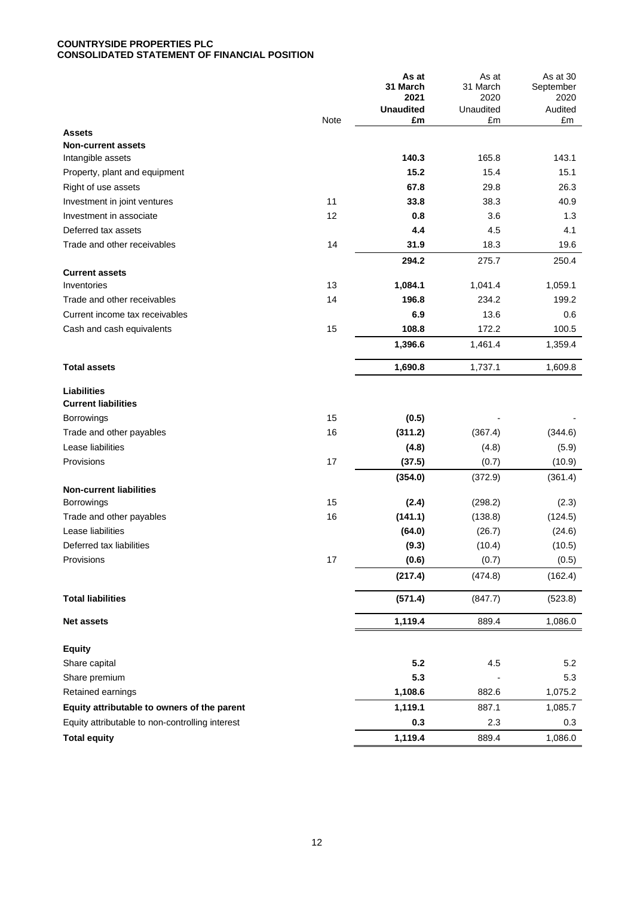**COUNTRYSIDE PROPERTIES PLC**
**CONSOLIDATED STATEMENT OF FINANCIAL POSITION**

| | Note | **As at 31 March 2021 Unaudited £m** | As at 31 March 2020 Unaudited £m | As at 30 September 2020 Audited £m |
|---|---|---|---|---|
| **Assets** | | | | |
| **Non-current assets** | | | | |
| Intangible assets | | **140.3** | 165.8 | 143.1 |
| Property, plant and equipment | | **15.2** | 15.4 | 15.1 |
| Right of use assets | | **67.8** | 29.8 | 26.3 |
| Investment in joint ventures | 11 | **33.8** | 38.3 | 40.9 |
| Investment in associate | 12 | **0.8** | 3.6 | 1.3 |
| Deferred tax assets | | **4.4** | 4.5 | 4.1 |
| Trade and other receivables | 14 | **31.9** | 18.3 | 19.6 |
| | | **294.2** | 275.7 | 250.4 |
| **Current assets** | | | | |
| Inventories | 13 | **1,084.1** | 1,041.4 | 1,059.1 |
| Trade and other receivables | 14 | **196.8** | 234.2 | 199.2 |
| Current income tax receivables | | **6.9** | 13.6 | 0.6 |
| Cash and cash equivalents | 15 | **108.8** | 172.2 | 100.5 |
| | | **1,396.6** | 1,461.4 | 1,359.4 |
| **Total assets** | | **1,690.8** | 1,737.1 | 1,609.8 |
| **Liabilities** | | | | |
| **Current liabilities** | | | | |
| Borrowings | 15 | **(0.5)** | - | - |
| Trade and other payables | 16 | **(311.2)** | (367.4) | (344.6) |
| Lease liabilities | | **(4.8)** | (4.8) | (5.9) |
| Provisions | 17 | **(37.5)** | (0.7) | (10.9) |
| | | **(354.0)** | (372.9) | (361.4) |
| **Non-current liabilities** | | | | |
| Borrowings | 15 | **(2.4)** | (298.2) | (2.3) |
| Trade and other payables | 16 | **(141.1)** | (138.8) | (124.5) |
| Lease liabilities | | **(64.0)** | (26.7) | (24.6) |
| Deferred tax liabilities | | **(9.3)** | (10.4) | (10.5) |
| Provisions | 17 | **(0.6)** | (0.7) | (0.5) |
| | | **(217.4)** | (474.8) | (162.4) |
| **Total liabilities** | | **(571.4)** | (847.7) | (523.8) |
| **Net assets** | | **1,119.4** | 889.4 | 1,086.0 |
| **Equity** | | | | |
| Share capital | | **5.2** | 4.5 | 5.2 |
| Share premium | | **5.3** | - | 5.3 |
| Retained earnings | | **1,108.6** | 882.6 | 1,075.2 |
| **Equity attributable to owners of the parent** | | **1,119.1** | 887.1 | 1,085.7 |
| Equity attributable to non-controlling interest | | **0.3** | 2.3 | 0.3 |
| **Total equity** | | **1,119.4** | 889.4 | 1,086.0 |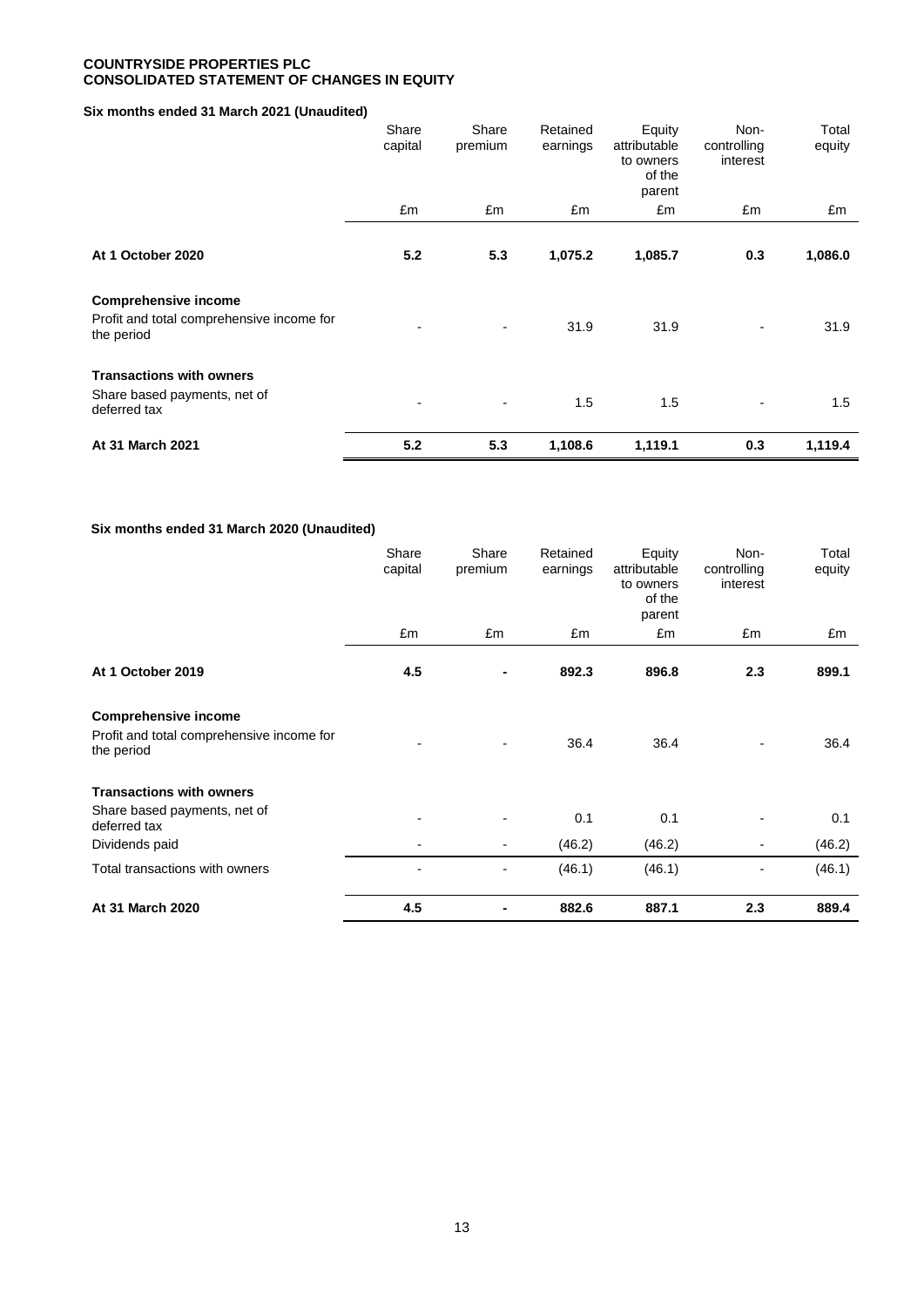**COUNTRYSIDE PROPERTIES PLC**
**CONSOLIDATED STATEMENT OF CHANGES IN EQUITY**

**Six months ended 31 March 2021 (Unaudited)**

| | Share capital | Share premium | Retained earnings | Equity attributable to owners of the parent | Non-controlling interest | Total equity |
|---|---|---|---|---|---|---|
| | £m | £m | £m | £m | £m | £m |
| **At 1 October 2020** | **5.2** | **5.3** | **1,075.2** | **1,085.7** | **0.3** | **1,086.0** |
| **Comprehensive income** | | | | | | |
| Profit and total comprehensive income for the period | - | - | 31.9 | 31.9 | - | 31.9 |
| **Transactions with owners** | | | | | | |
| Share based payments, net of deferred tax | - | - | 1.5 | 1.5 | - | 1.5 |
| **At 31 March 2021** | **5.2** | **5.3** | **1,108.6** | **1,119.1** | **0.3** | **1,119.4** |

**Six months ended 31 March 2020 (Unaudited)**

| | Share capital | Share premium | Retained earnings | Equity attributable to owners of the parent | Non-controlling interest | Total equity |
|---|---|---|---|---|---|---|
| | £m | £m | £m | £m | £m | £m |
| **At 1 October 2019** | **4.5** | **-** | **892.3** | **896.8** | **2.3** | **899.1** |
| **Comprehensive income** | | | | | | |
| Profit and total comprehensive income for the period | - | - | 36.4 | 36.4 | - | 36.4 |
| **Transactions with owners** | | | | | | |
| Share based payments, net of deferred tax | - | - | 0.1 | 0.1 | - | 0.1 |
| Dividends paid | - | - | (46.2) | (46.2) | - | (46.2) |
| Total transactions with owners | - | - | (46.1) | (46.1) | - | (46.1) |
| **At 31 March 2020** | **4.5** | **-** | **882.6** | **887.1** | **2.3** | **889.4** |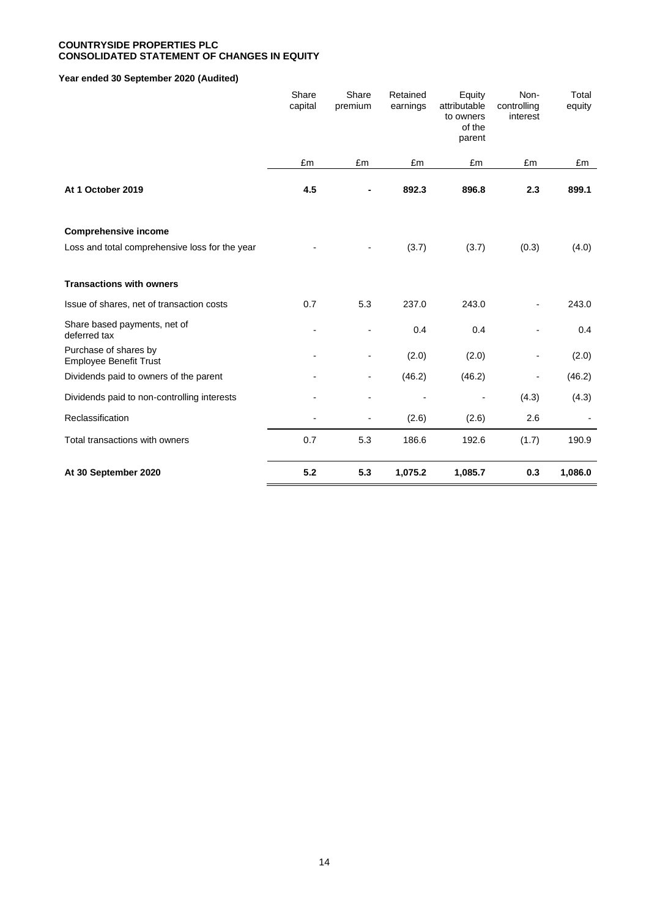**COUNTRYSIDE PROPERTIES PLC**
**CONSOLIDATED STATEMENT OF CHANGES IN EQUITY**

**Year ended 30 September 2020 (Audited)**

| | Share capital | Share premium | Retained earnings | Equity attributable to owners of the parent | Non-controlling interest | Total equity |
|---|---|---|---|---|---|---|
| | £m | £m | £m | £m | £m | £m |
| **At 1 October 2019** | **4.5** | **-** | **892.3** | **896.8** | **2.3** | **899.1** |
| **Comprehensive income** | | | | | | |
| Loss and total comprehensive loss for the year | - | - | (3.7) | (3.7) | (0.3) | (4.0) |
| **Transactions with owners** | | | | | | |
| Issue of shares, net of transaction costs | 0.7 | 5.3 | 237.0 | 243.0 | - | 243.0 |
| Share based payments, net of deferred tax | - | - | 0.4 | 0.4 | - | 0.4 |
| Purchase of shares by Employee Benefit Trust | - | - | (2.0) | (2.0) | - | (2.0) |
| Dividends paid to owners of the parent | - | - | (46.2) | (46.2) | - | (46.2) |
| Dividends paid to non-controlling interests | - | - | - | - | (4.3) | (4.3) |
| Reclassification | - | - | (2.6) | (2.6) | 2.6 | - |
| Total transactions with owners | 0.7 | 5.3 | 186.6 | 192.6 | (1.7) | 190.9 |
| **At 30 September 2020** | **5.2** | **5.3** | **1,075.2** | **1,085.7** | **0.3** | **1,086.0** |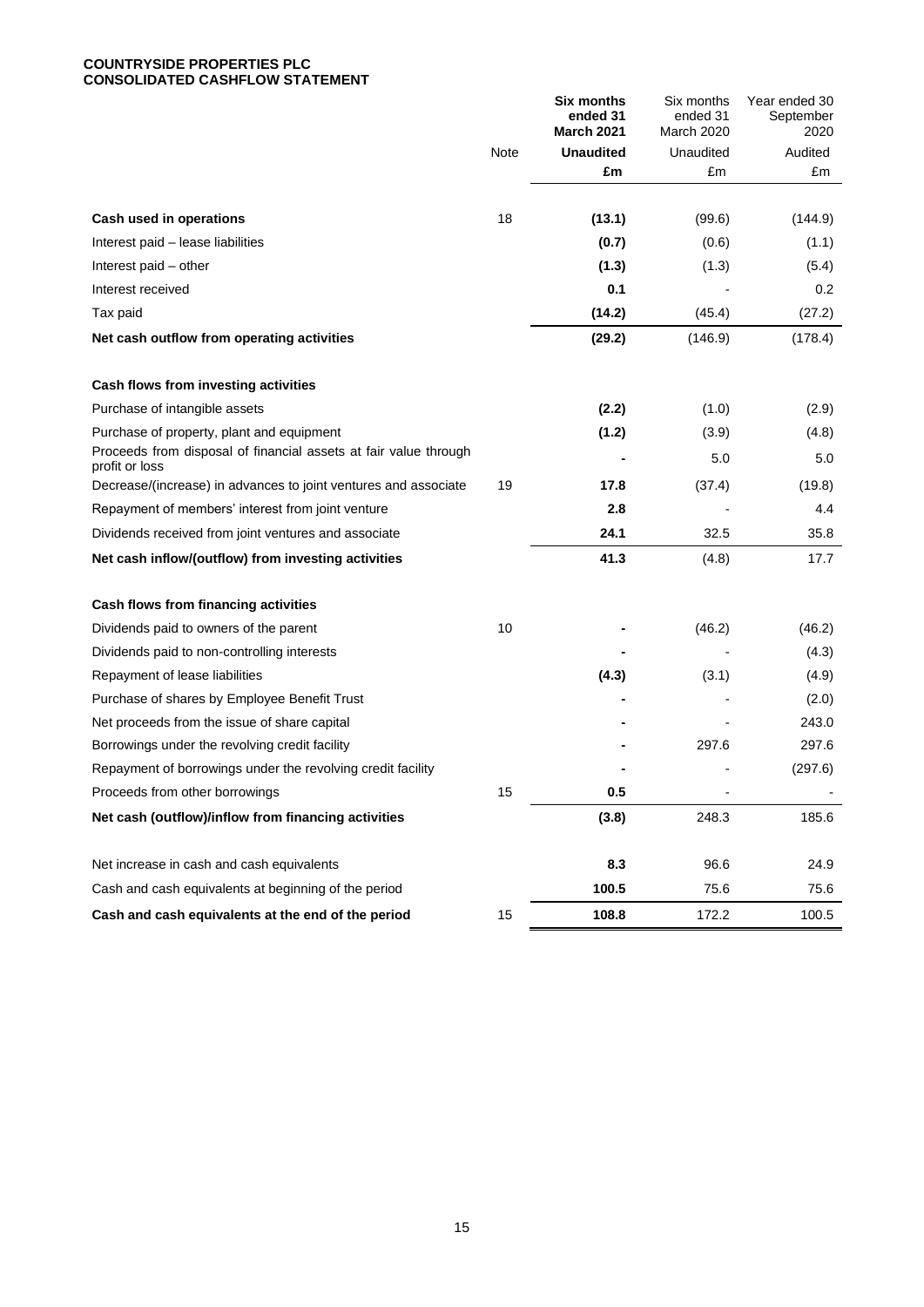**COUNTRYSIDE PROPERTIES PLC**
**CONSOLIDATED CASHFLOW STATEMENT**

| | Note | **Six months ended 31 March 2021** | Six months ended 31 March 2020 | Year ended 30 September 2020 |
|---|---|---|---|---|
| | | **Unaudited** | Unaudited | Audited |
| | | **£m** | £m | £m |
| **Cash used in operations** | 18 | **(13.1)** | (99.6) | (144.9) |
| Interest paid – lease liabilities | | **(0.7)** | (0.6) | (1.1) |
| Interest paid – other | | **(1.3)** | (1.3) | (5.4) |
| Interest received | | **0.1** | - | 0.2 |
| Tax paid | | **(14.2)** | (45.4) | (27.2) |
| **Net cash outflow from operating activities** | | **(29.2)** | (146.9) | (178.4) |
| | | | | |
| **Cash flows from investing activities** | | | | |
| Purchase of intangible assets | | **(2.2)** | (1.0) | (2.9) |
| Purchase of property, plant and equipment | | **(1.2)** | (3.9) | (4.8) |
| Proceeds from disposal of financial assets at fair value through profit or loss | | **-** | 5.0 | 5.0 |
| Decrease/(increase) in advances to joint ventures and associate | 19 | **17.8** | (37.4) | (19.8) |
| Repayment of members' interest from joint venture | | **2.8** | - | 4.4 |
| Dividends received from joint ventures and associate | | **24.1** | 32.5 | 35.8 |
| **Net cash inflow/(outflow) from investing activities** | | **41.3** | (4.8) | 17.7 |
| | | | | |
| **Cash flows from financing activities** | | | | |
| Dividends paid to owners of the parent | 10 | **-** | (46.2) | (46.2) |
| Dividends paid to non-controlling interests | | **-** | - | (4.3) |
| Repayment of lease liabilities | | **(4.3)** | (3.1) | (4.9) |
| Purchase of shares by Employee Benefit Trust | | **-** | - | (2.0) |
| Net proceeds from the issue of share capital | | **-** | - | 243.0 |
| Borrowings under the revolving credit facility | | **-** | 297.6 | 297.6 |
| Repayment of borrowings under the revolving credit facility | | **-** | - | (297.6) |
| Proceeds from other borrowings | 15 | **0.5** | - | - |
| **Net cash (outflow)/inflow from financing activities** | | **(3.8)** | 248.3 | 185.6 |
| | | | | |
| Net increase in cash and cash equivalents | | **8.3** | 96.6 | 24.9 |
| Cash and cash equivalents at beginning of the period | | **100.5** | 75.6 | 75.6 |
| **Cash and cash equivalents at the end of the period** | 15 | **108.8** | 172.2 | 100.5 |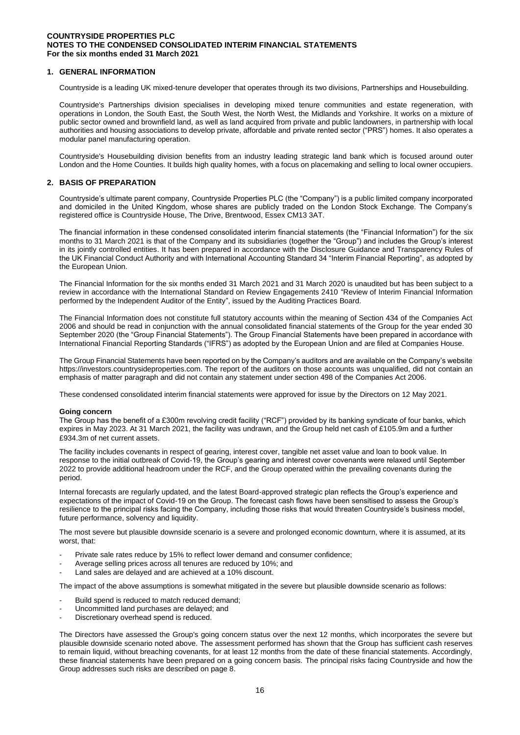**COUNTRYSIDE PROPERTIES PLC**
**NOTES TO THE CONDENSED CONSOLIDATED INTERIM FINANCIAL STATEMENTS**
**For the six months ended 31 March 2021**

## 1. GENERAL INFORMATION

Countryside is a leading UK mixed-tenure developer that operates through its two divisions, Partnerships and Housebuilding.

Countryside's Partnerships division specialises in developing mixed tenure communities and estate regeneration, with operations in London, the South East, the South West, the North West, the Midlands and Yorkshire. It works on a mixture of public sector owned and brownfield land, as well as land acquired from private and public landowners, in partnership with local authorities and housing associations to develop private, affordable and private rented sector ("PRS") homes. It also operates a modular panel manufacturing operation.

Countryside's Housebuilding division benefits from an industry leading strategic land bank which is focused around outer London and the Home Counties. It builds high quality homes, with a focus on placemaking and selling to local owner occupiers.

## 2. BASIS OF PREPARATION

Countryside's ultimate parent company, Countryside Properties PLC (the "Company") is a public limited company incorporated and domiciled in the United Kingdom, whose shares are publicly traded on the London Stock Exchange. The Company's registered office is Countryside House, The Drive, Brentwood, Essex CM13 3AT.

The financial information in these condensed consolidated interim financial statements (the "Financial Information") for the six months to 31 March 2021 is that of the Company and its subsidiaries (together the "Group") and includes the Group's interest in its jointly controlled entities. It has been prepared in accordance with the Disclosure Guidance and Transparency Rules of the UK Financial Conduct Authority and with International Accounting Standard 34 "Interim Financial Reporting", as adopted by the European Union.

The Financial Information for the six months ended 31 March 2021 and 31 March 2020 is unaudited but has been subject to a review in accordance with the International Standard on Review Engagements 2410 "Review of Interim Financial Information performed by the Independent Auditor of the Entity", issued by the Auditing Practices Board.

The Financial Information does not constitute full statutory accounts within the meaning of Section 434 of the Companies Act 2006 and should be read in conjunction with the annual consolidated financial statements of the Group for the year ended 30 September 2020 (the "Group Financial Statements"). The Group Financial Statements have been prepared in accordance with International Financial Reporting Standards ("IFRS") as adopted by the European Union and are filed at Companies House.

The Group Financial Statements have been reported on by the Company's auditors and are available on the Company's website https://investors.countrysideproperties.com. The report of the auditors on those accounts was unqualified, did not contain an emphasis of matter paragraph and did not contain any statement under section 498 of the Companies Act 2006.

These condensed consolidated interim financial statements were approved for issue by the Directors on 12 May 2021.

**Going concern**

The Group has the benefit of a £300m revolving credit facility ("RCF") provided by its banking syndicate of four banks, which expires in May 2023. At 31 March 2021, the facility was undrawn, and the Group held net cash of £105.9m and a further £934.3m of net current assets.

The facility includes covenants in respect of gearing, interest cover, tangible net asset value and loan to book value. In response to the initial outbreak of Covid-19, the Group's gearing and interest cover covenants were relaxed until September 2022 to provide additional headroom under the RCF, and the Group operated within the prevailing covenants during the period.

Internal forecasts are regularly updated, and the latest Board-approved strategic plan reflects the Group's experience and expectations of the impact of Covid-19 on the Group. The forecast cash flows have been sensitised to assess the Group's resilience to the principal risks facing the Company, including those risks that would threaten Countryside's business model, future performance, solvency and liquidity.

The most severe but plausible downside scenario is a severe and prolonged economic downturn, where it is assumed, at its worst, that:

- Private sale rates reduce by 15% to reflect lower demand and consumer confidence;
- Average selling prices across all tenures are reduced by 10%; and
- Land sales are delayed and are achieved at a 10% discount.

The impact of the above assumptions is somewhat mitigated in the severe but plausible downside scenario as follows:

- Build spend is reduced to match reduced demand;
- Uncommitted land purchases are delayed; and
- Discretionary overhead spend is reduced.

The Directors have assessed the Group's going concern status over the next 12 months, which incorporates the severe but plausible downside scenario noted above. The assessment performed has shown that the Group has sufficient cash reserves to remain liquid, without breaching covenants, for at least 12 months from the date of these financial statements. Accordingly, these financial statements have been prepared on a going concern basis. The principal risks facing Countryside and how the Group addresses such risks are described on page 8.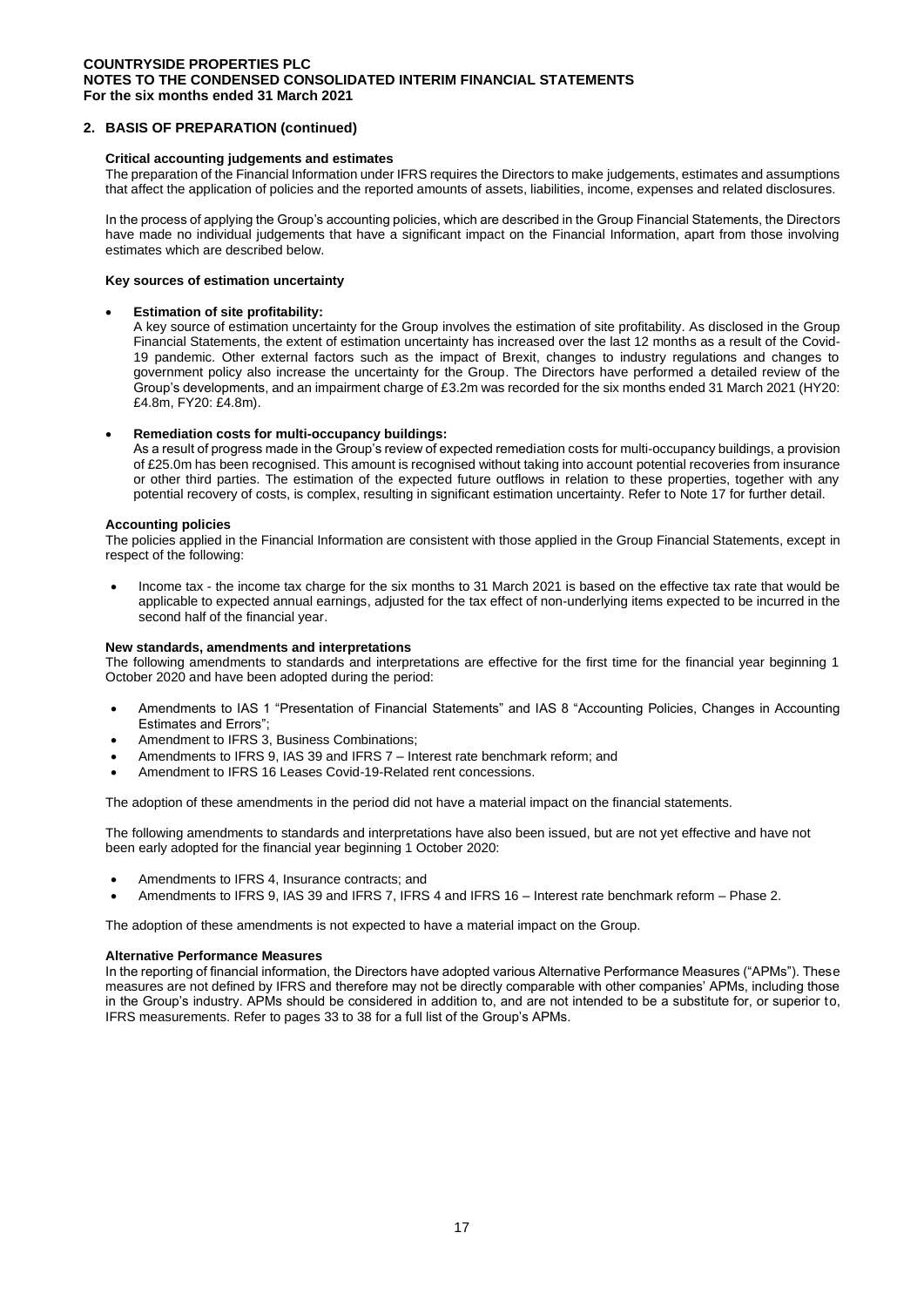## 2. BASIS OF PREPARATION (continued)

### Critical accounting judgements and estimates

The preparation of the Financial Information under IFRS requires the Directors to make judgements, estimates and assumptions that affect the application of policies and the reported amounts of assets, liabilities, income, expenses and related disclosures.

In the process of applying the Group's accounting policies, which are described in the Group Financial Statements, the Directors have made no individual judgements that have a significant impact on the Financial Information, apart from those involving estimates which are described below.

### Key sources of estimation uncertainty

- **Estimation of site profitability:**
  A key source of estimation uncertainty for the Group involves the estimation of site profitability. As disclosed in the Group Financial Statements, the extent of estimation uncertainty has increased over the last 12 months as a result of the Covid-19 pandemic. Other external factors such as the impact of Brexit, changes to industry regulations and changes to government policy also increase the uncertainty for the Group. The Directors have performed a detailed review of the Group's developments, and an impairment charge of £3.2m was recorded for the six months ended 31 March 2021 (HY20: £4.8m, FY20: £4.8m).

- **Remediation costs for multi-occupancy buildings:**
  As a result of progress made in the Group's review of expected remediation costs for multi-occupancy buildings, a provision of £25.0m has been recognised. This amount is recognised without taking into account potential recoveries from insurance or other third parties. The estimation of the expected future outflows in relation to these properties, together with any potential recovery of costs, is complex, resulting in significant estimation uncertainty. Refer to Note 17 for further detail.

### Accounting policies

The policies applied in the Financial Information are consistent with those applied in the Group Financial Statements, except in respect of the following:

- Income tax - the income tax charge for the six months to 31 March 2021 is based on the effective tax rate that would be applicable to expected annual earnings, adjusted for the tax effect of non-underlying items expected to be incurred in the second half of the financial year.

### New standards, amendments and interpretations

The following amendments to standards and interpretations are effective for the first time for the financial year beginning 1 October 2020 and have been adopted during the period:

- Amendments to IAS 1 "Presentation of Financial Statements" and IAS 8 "Accounting Policies, Changes in Accounting Estimates and Errors";
- Amendment to IFRS 3, Business Combinations;
- Amendments to IFRS 9, IAS 39 and IFRS 7 – Interest rate benchmark reform; and
- Amendment to IFRS 16 Leases Covid-19-Related rent concessions.

The adoption of these amendments in the period did not have a material impact on the financial statements.

The following amendments to standards and interpretations have also been issued, but are not yet effective and have not been early adopted for the financial year beginning 1 October 2020:

- Amendments to IFRS 4, Insurance contracts; and
- Amendments to IFRS 9, IAS 39 and IFRS 7, IFRS 4 and IFRS 16 – Interest rate benchmark reform – Phase 2.

The adoption of these amendments is not expected to have a material impact on the Group.

### Alternative Performance Measures

In the reporting of financial information, the Directors have adopted various Alternative Performance Measures ("APMs"). These measures are not defined by IFRS and therefore may not be directly comparable with other companies' APMs, including those in the Group's industry. APMs should be considered in addition to, and are not intended to be a substitute for, or superior to, IFRS measurements. Refer to pages 33 to 38 for a full list of the Group's APMs.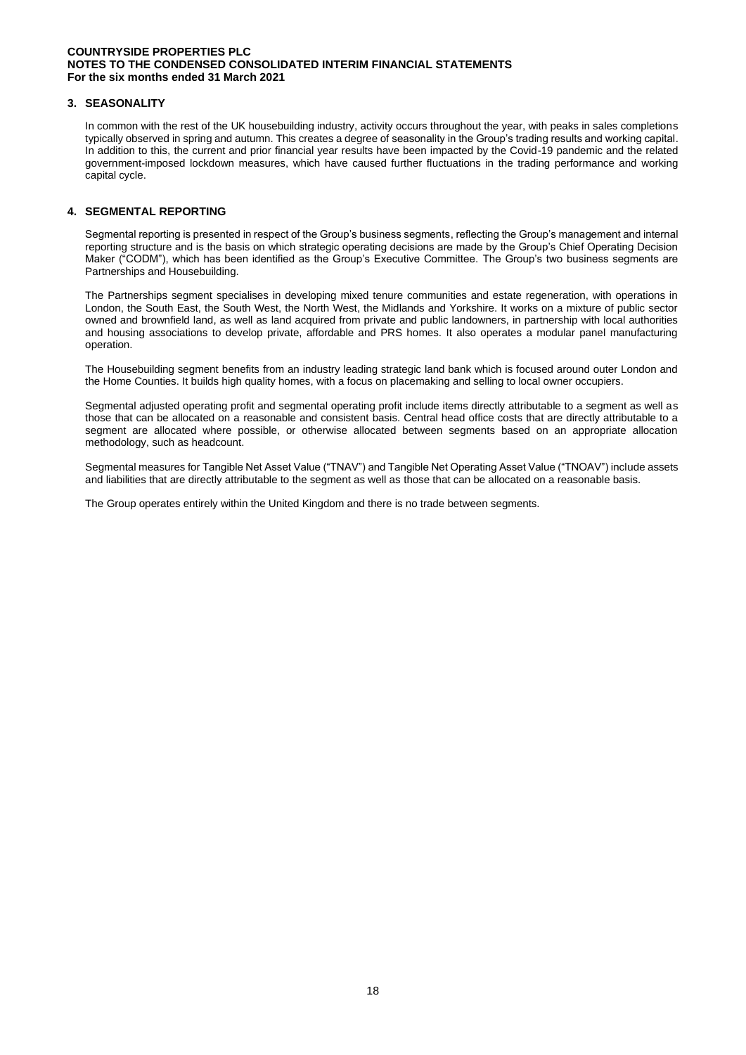## 3. SEASONALITY

In common with the rest of the UK housebuilding industry, activity occurs throughout the year, with peaks in sales completions typically observed in spring and autumn. This creates a degree of seasonality in the Group's trading results and working capital. In addition to this, the current and prior financial year results have been impacted by the Covid-19 pandemic and the related government-imposed lockdown measures, which have caused further fluctuations in the trading performance and working capital cycle.

## 4. SEGMENTAL REPORTING

Segmental reporting is presented in respect of the Group's business segments, reflecting the Group's management and internal reporting structure and is the basis on which strategic operating decisions are made by the Group's Chief Operating Decision Maker ("CODM"), which has been identified as the Group's Executive Committee. The Group's two business segments are Partnerships and Housebuilding.

The Partnerships segment specialises in developing mixed tenure communities and estate regeneration, with operations in London, the South East, the South West, the North West, the Midlands and Yorkshire. It works on a mixture of public sector owned and brownfield land, as well as land acquired from private and public landowners, in partnership with local authorities and housing associations to develop private, affordable and PRS homes. It also operates a modular panel manufacturing operation.

The Housebuilding segment benefits from an industry leading strategic land bank which is focused around outer London and the Home Counties. It builds high quality homes, with a focus on placemaking and selling to local owner occupiers.

Segmental adjusted operating profit and segmental operating profit include items directly attributable to a segment as well as those that can be allocated on a reasonable and consistent basis. Central head office costs that are directly attributable to a segment are allocated where possible, or otherwise allocated between segments based on an appropriate allocation methodology, such as headcount.

Segmental measures for Tangible Net Asset Value ("TNAV") and Tangible Net Operating Asset Value ("TNOAV") include assets and liabilities that are directly attributable to the segment as well as those that can be allocated on a reasonable basis.

The Group operates entirely within the United Kingdom and there is no trade between segments.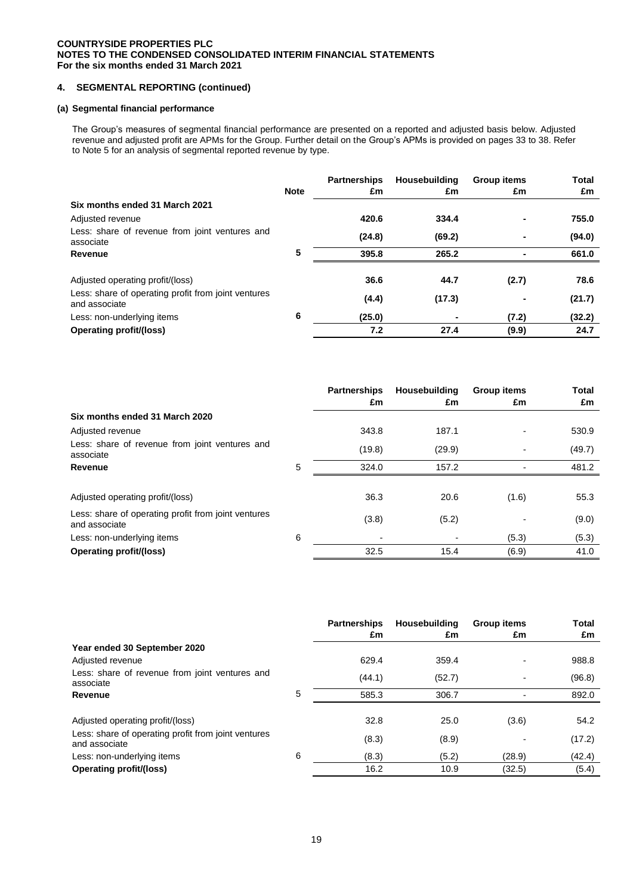**COUNTRYSIDE PROPERTIES PLC**
**NOTES TO THE CONDENSED CONSOLIDATED INTERIM FINANCIAL STATEMENTS**
**For the six months ended 31 March 2021**

## 4. SEGMENTAL REPORTING (continued)

### (a) Segmental financial performance

The Group's measures of segmental financial performance are presented on a reported and adjusted basis below. Adjusted revenue and adjusted profit are APMs for the Group. Further detail on the Group's APMs is provided on pages 33 to 38. Refer to Note 5 for an analysis of segmental reported revenue by type.

| | Note | Partnerships £m | Housebuilding £m | Group items £m | Total £m |
|---|---|---|---|---|---|
| **Six months ended 31 March 2021** | | | | | |
| Adjusted revenue | | **420.6** | **334.4** | **-** | **755.0** |
| Less: share of revenue from joint ventures and associate | | **(24.8)** | **(69.2)** | **-** | **(94.0)** |
| **Revenue** | **5** | **395.8** | **265.2** | **-** | **661.0** |
| Adjusted operating profit/(loss) | | **36.6** | **44.7** | **(2.7)** | **78.6** |
| Less: share of operating profit from joint ventures and associate | | **(4.4)** | **(17.3)** | **-** | **(21.7)** |
| Less: non-underlying items | **6** | **(25.0)** | **-** | **(7.2)** | **(32.2)** |
| **Operating profit/(loss)** | | **7.2** | **27.4** | **(9.9)** | **24.7** |

| | | Partnerships £m | Housebuilding £m | Group items £m | Total £m |
|---|---|---|---|---|---|
| **Six months ended 31 March 2020** | | | | | |
| Adjusted revenue | | 343.8 | 187.1 | - | 530.9 |
| Less: share of revenue from joint ventures and associate | | (19.8) | (29.9) | - | (49.7) |
| **Revenue** | 5 | 324.0 | 157.2 | - | 481.2 |
| Adjusted operating profit/(loss) | | 36.3 | 20.6 | (1.6) | 55.3 |
| Less: share of operating profit from joint ventures and associate | | (3.8) | (5.2) | - | (9.0) |
| Less: non-underlying items | 6 | - | - | (5.3) | (5.3) |
| **Operating profit/(loss)** | | 32.5 | 15.4 | (6.9) | 41.0 |

| | | Partnerships £m | Housebuilding £m | Group items £m | Total £m |
|---|---|---|---|---|---|
| **Year ended 30 September 2020** | | | | | |
| Adjusted revenue | | 629.4 | 359.4 | - | 988.8 |
| Less: share of revenue from joint ventures and associate | | (44.1) | (52.7) | - | (96.8) |
| **Revenue** | 5 | 585.3 | 306.7 | - | 892.0 |
| Adjusted operating profit/(loss) | | 32.8 | 25.0 | (3.6) | 54.2 |
| Less: share of operating profit from joint ventures and associate | | (8.3) | (8.9) | - | (17.2) |
| Less: non-underlying items | 6 | (8.3) | (5.2) | (28.9) | (42.4) |
| **Operating profit/(loss)** | | 16.2 | 10.9 | (32.5) | (5.4) |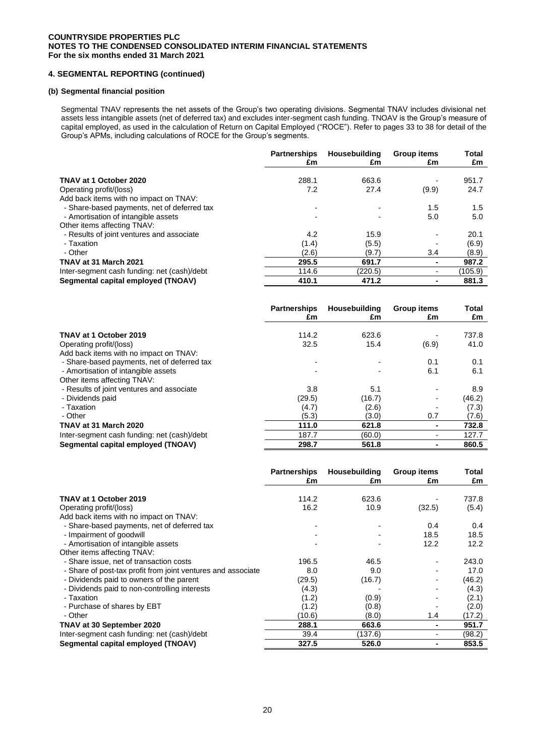**COUNTRYSIDE PROPERTIES PLC**
**NOTES TO THE CONDENSED CONSOLIDATED INTERIM FINANCIAL STATEMENTS**
**For the six months ended 31 March 2021**

## 4. SEGMENTAL REPORTING (continued)

### (b) Segmental financial position

Segmental TNAV represents the net assets of the Group's two operating divisions. Segmental TNAV includes divisional net assets less intangible assets (net of deferred tax) and excludes inter-segment cash funding. TNOAV is the Group's measure of capital employed, as used in the calculation of Return on Capital Employed ("ROCE"). Refer to pages 33 to 38 for detail of the Group's APMs, including calculations of ROCE for the Group's segments.

| | Partnerships £m | Housebuilding £m | Group items £m | Total £m |
|---|---|---|---|---|
| **TNAV at 1 October 2020** | 288.1 | 663.6 | - | 951.7 |
| Operating profit/(loss) | 7.2 | 27.4 | (9.9) | 24.7 |
| Add back items with no impact on TNAV: | | | | |
| - Share-based payments, net of deferred tax | - | - | 1.5 | 1.5 |
| - Amortisation of intangible assets | - | - | 5.0 | 5.0 |
| Other items affecting TNAV: | | | | |
| - Results of joint ventures and associate | 4.2 | 15.9 | - | 20.1 |
| - Taxation | (1.4) | (5.5) | - | (6.9) |
| - Other | (2.6) | (9.7) | 3.4 | (8.9) |
| **TNAV at 31 March 2021** | **295.5** | **691.7** | **-** | **987.2** |
| Inter-segment cash funding: net (cash)/debt | 114.6 | (220.5) | - | (105.9) |
| **Segmental capital employed (TNOAV)** | **410.1** | **471.2** | **-** | **881.3** |

| | Partnerships £m | Housebuilding £m | Group items £m | Total £m |
|---|---|---|---|---|
| **TNAV at 1 October 2019** | 114.2 | 623.6 | - | 737.8 |
| Operating profit/(loss) | 32.5 | 15.4 | (6.9) | 41.0 |
| Add back items with no impact on TNAV: | | | | |
| - Share-based payments, net of deferred tax | - | - | 0.1 | 0.1 |
| - Amortisation of intangible assets | - | - | 6.1 | 6.1 |
| Other items affecting TNAV: | | | | |
| - Results of joint ventures and associate | 3.8 | 5.1 | - | 8.9 |
| - Dividends paid | (29.5) | (16.7) | - | (46.2) |
| - Taxation | (4.7) | (2.6) | - | (7.3) |
| - Other | (5.3) | (3.0) | 0.7 | (7.6) |
| **TNAV at 31 March 2020** | **111.0** | **621.8** | **-** | **732.8** |
| Inter-segment cash funding: net (cash)/debt | 187.7 | (60.0) | - | 127.7 |
| **Segmental capital employed (TNOAV)** | **298.7** | **561.8** | **-** | **860.5** |

| | Partnerships £m | Housebuilding £m | Group items £m | Total £m |
|---|---|---|---|---|
| **TNAV at 1 October 2019** | 114.2 | 623.6 | - | 737.8 |
| Operating profit/(loss) | 16.2 | 10.9 | (32.5) | (5.4) |
| Add back items with no impact on TNAV: | | | | |
| - Share-based payments, net of deferred tax | - | - | 0.4 | 0.4 |
| - Impairment of goodwill | - | - | 18.5 | 18.5 |
| - Amortisation of intangible assets | - | - | 12.2 | 12.2 |
| Other items affecting TNAV: | | | | |
| - Share issue, net of transaction costs | 196.5 | 46.5 | - | 243.0 |
| - Share of post-tax profit from joint ventures and associate | 8.0 | 9.0 | - | 17.0 |
| - Dividends paid to owners of the parent | (29.5) | (16.7) | - | (46.2) |
| - Dividends paid to non-controlling interests | (4.3) | - | - | (4.3) |
| - Taxation | (1.2) | (0.9) | - | (2.1) |
| - Purchase of shares by EBT | (1.2) | (0.8) | - | (2.0) |
| - Other | (10.6) | (8.0) | 1.4 | (17.2) |
| **TNAV at 30 September 2020** | **288.1** | **663.6** | **-** | **951.7** |
| Inter-segment cash funding: net (cash)/debt | 39.4 | (137.6) | - | (98.2) |
| **Segmental capital employed (TNOAV)** | **327.5** | **526.0** | **-** | **853.5** |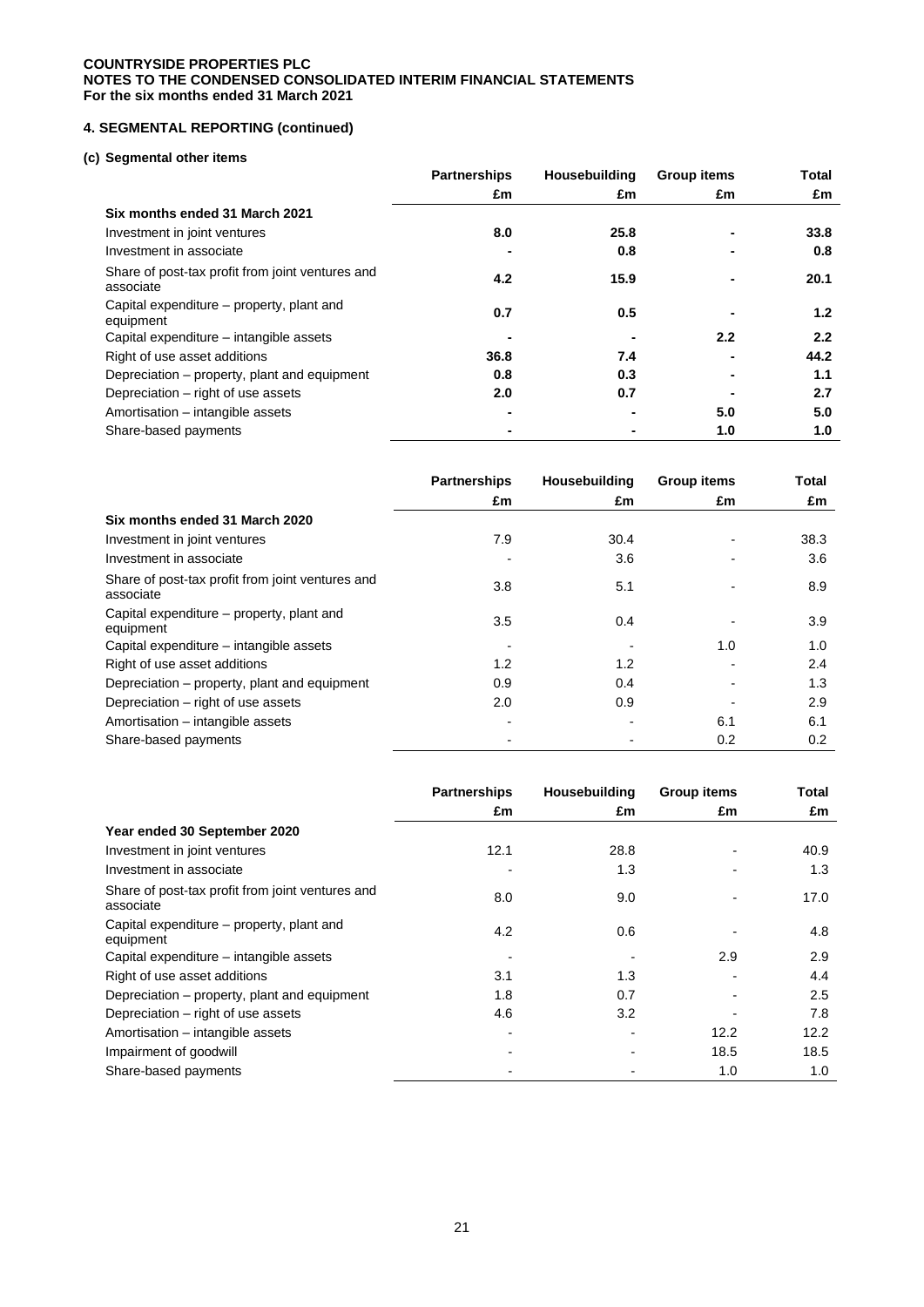**COUNTRYSIDE PROPERTIES PLC**
**NOTES TO THE CONDENSED CONSOLIDATED INTERIM FINANCIAL STATEMENTS**
**For the six months ended 31 March 2021**

## 4. SEGMENTAL REPORTING (continued)

### (c) Segmental other items

| | Partnerships | Housebuilding | Group items | Total |
|---|---|---|---|---|
| | £m | £m | £m | £m |
| **Six months ended 31 March 2021** | | | | |
| Investment in joint ventures | **8.0** | **25.8** | **-** | **33.8** |
| Investment in associate | **-** | **0.8** | **-** | **0.8** |
| Share of post-tax profit from joint ventures and associate | **4.2** | **15.9** | **-** | **20.1** |
| Capital expenditure – property, plant and equipment | **0.7** | **0.5** | **-** | **1.2** |
| Capital expenditure – intangible assets | **-** | **-** | **2.2** | **2.2** |
| Right of use asset additions | **36.8** | **7.4** | **-** | **44.2** |
| Depreciation – property, plant and equipment | **0.8** | **0.3** | **-** | **1.1** |
| Depreciation – right of use assets | **2.0** | **0.7** | **-** | **2.7** |
| Amortisation – intangible assets | **-** | **-** | **5.0** | **5.0** |
| Share-based payments | **-** | **-** | **1.0** | **1.0** |

| | Partnerships | Housebuilding | Group items | Total |
|---|---|---|---|---|
| | £m | £m | £m | £m |
| **Six months ended 31 March 2020** | | | | |
| Investment in joint ventures | 7.9 | 30.4 | - | 38.3 |
| Investment in associate | - | 3.6 | - | 3.6 |
| Share of post-tax profit from joint ventures and associate | 3.8 | 5.1 | - | 8.9 |
| Capital expenditure – property, plant and equipment | 3.5 | 0.4 | - | 3.9 |
| Capital expenditure – intangible assets | - | - | 1.0 | 1.0 |
| Right of use asset additions | 1.2 | 1.2 | - | 2.4 |
| Depreciation – property, plant and equipment | 0.9 | 0.4 | - | 1.3 |
| Depreciation – right of use assets | 2.0 | 0.9 | - | 2.9 |
| Amortisation – intangible assets | - | - | 6.1 | 6.1 |
| Share-based payments | - | - | 0.2 | 0.2 |

| | Partnerships | Housebuilding | Group items | Total |
|---|---|---|---|---|
| | £m | £m | £m | £m |
| **Year ended 30 September 2020** | | | | |
| Investment in joint ventures | 12.1 | 28.8 | - | 40.9 |
| Investment in associate | - | 1.3 | - | 1.3 |
| Share of post-tax profit from joint ventures and associate | 8.0 | 9.0 | - | 17.0 |
| Capital expenditure – property, plant and equipment | 4.2 | 0.6 | - | 4.8 |
| Capital expenditure – intangible assets | - | - | 2.9 | 2.9 |
| Right of use asset additions | 3.1 | 1.3 | - | 4.4 |
| Depreciation – property, plant and equipment | 1.8 | 0.7 | - | 2.5 |
| Depreciation – right of use assets | 4.6 | 3.2 | - | 7.8 |
| Amortisation – intangible assets | - | - | 12.2 | 12.2 |
| Impairment of goodwill | - | - | 18.5 | 18.5 |
| Share-based payments | - | - | 1.0 | 1.0 |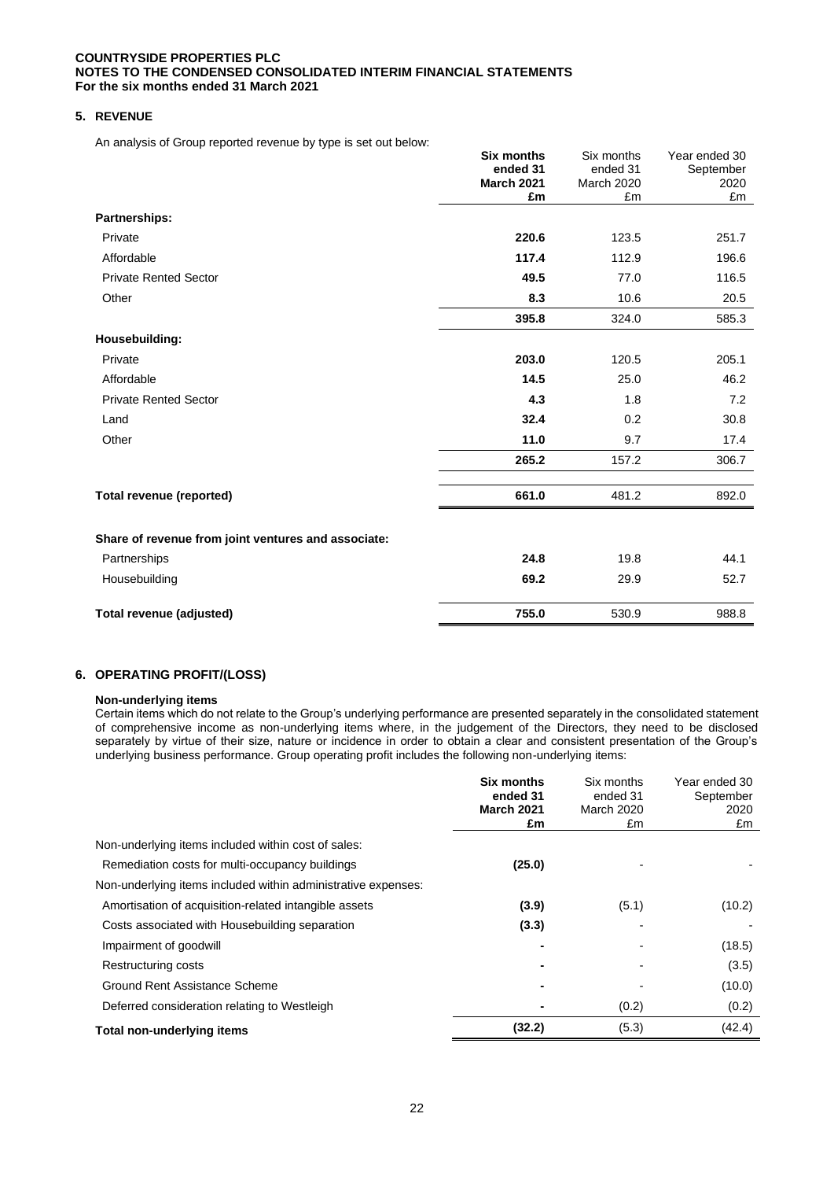**COUNTRYSIDE PROPERTIES PLC**
**NOTES TO THE CONDENSED CONSOLIDATED INTERIM FINANCIAL STATEMENTS**
**For the six months ended 31 March 2021**

## 5. REVENUE

An analysis of Group reported revenue by type is set out below:

| | **Six months ended 31 March 2021 £m** | Six months ended 31 March 2020 £m | Year ended 30 September 2020 £m |
|---|---|---|---|
| **Partnerships:** | | | |
| Private | **220.6** | 123.5 | 251.7 |
| Affordable | **117.4** | 112.9 | 196.6 |
| Private Rented Sector | **49.5** | 77.0 | 116.5 |
| Other | **8.3** | 10.6 | 20.5 |
| | **395.8** | 324.0 | 585.3 |
| **Housebuilding:** | | | |
| Private | **203.0** | 120.5 | 205.1 |
| Affordable | **14.5** | 25.0 | 46.2 |
| Private Rented Sector | **4.3** | 1.8 | 7.2 |
| Land | **32.4** | 0.2 | 30.8 |
| Other | **11.0** | 9.7 | 17.4 |
| | **265.2** | 157.2 | 306.7 |
| **Total revenue (reported)** | **661.0** | 481.2 | 892.0 |
| **Share of revenue from joint ventures and associate:** | | | |
| Partnerships | **24.8** | 19.8 | 44.1 |
| Housebuilding | **69.2** | 29.9 | 52.7 |
| **Total revenue (adjusted)** | **755.0** | 530.9 | 988.8 |

## 6. OPERATING PROFIT/(LOSS)

**Non-underlying items**

Certain items which do not relate to the Group's underlying performance are presented separately in the consolidated statement of comprehensive income as non-underlying items where, in the judgement of the Directors, they need to be disclosed separately by virtue of their size, nature or incidence in order to obtain a clear and consistent presentation of the Group's underlying business performance. Group operating profit includes the following non-underlying items:

| | **Six months ended 31 March 2021 £m** | Six months ended 31 March 2020 £m | Year ended 30 September 2020 £m |
|---|---|---|---|
| Non-underlying items included within cost of sales: | | | |
| Remediation costs for multi-occupancy buildings | **(25.0)** | - | - |
| Non-underlying items included within administrative expenses: | | | |
| Amortisation of acquisition-related intangible assets | **(3.9)** | (5.1) | (10.2) |
| Costs associated with Housebuilding separation | **(3.3)** | - | - |
| Impairment of goodwill | **-** | - | (18.5) |
| Restructuring costs | **-** | - | (3.5) |
| Ground Rent Assistance Scheme | **-** | - | (10.0) |
| Deferred consideration relating to Westleigh | **-** | (0.2) | (0.2) |
| **Total non-underlying items** | **(32.2)** | (5.3) | (42.4) |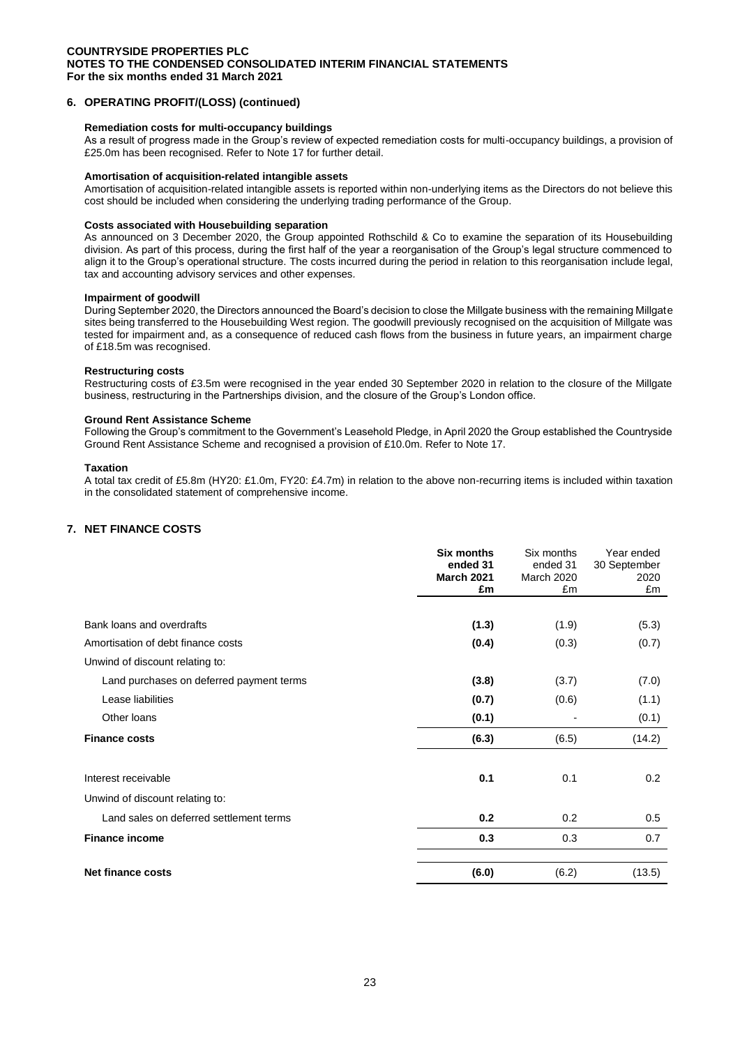## 6. OPERATING PROFIT/(LOSS) (continued)

**Remediation costs for multi-occupancy buildings**

As a result of progress made in the Group's review of expected remediation costs for multi-occupancy buildings, a provision of £25.0m has been recognised. Refer to Note 17 for further detail.

**Amortisation of acquisition-related intangible assets**

Amortisation of acquisition-related intangible assets is reported within non-underlying items as the Directors do not believe this cost should be included when considering the underlying trading performance of the Group.

**Costs associated with Housebuilding separation**

As announced on 3 December 2020, the Group appointed Rothschild & Co to examine the separation of its Housebuilding division. As part of this process, during the first half of the year a reorganisation of the Group's legal structure commenced to align it to the Group's operational structure. The costs incurred during the period in relation to this reorganisation include legal, tax and accounting advisory services and other expenses.

**Impairment of goodwill**

During September 2020, the Directors announced the Board's decision to close the Millgate business with the remaining Millgate sites being transferred to the Housebuilding West region. The goodwill previously recognised on the acquisition of Millgate was tested for impairment and, as a consequence of reduced cash flows from the business in future years, an impairment charge of £18.5m was recognised.

**Restructuring costs**

Restructuring costs of £3.5m were recognised in the year ended 30 September 2020 in relation to the closure of the Millgate business, restructuring in the Partnerships division, and the closure of the Group's London office.

**Ground Rent Assistance Scheme**

Following the Group's commitment to the Government's Leasehold Pledge, in April 2020 the Group established the Countryside Ground Rent Assistance Scheme and recognised a provision of £10.0m. Refer to Note 17.

**Taxation**

A total tax credit of £5.8m (HY20: £1.0m, FY20: £4.7m) in relation to the above non-recurring items is included within taxation in the consolidated statement of comprehensive income.

## 7. NET FINANCE COSTS

| | **Six months ended 31 March 2021 £m** | Six months ended 31 March 2020 £m | Year ended 30 September 2020 £m |
|---|---|---|---|
| Bank loans and overdrafts | **(1.3)** | (1.9) | (5.3) |
| Amortisation of debt finance costs | **(0.4)** | (0.3) | (0.7) |
| Unwind of discount relating to: | | | |
| Land purchases on deferred payment terms | **(3.8)** | (3.7) | (7.0) |
| Lease liabilities | **(0.7)** | (0.6) | (1.1) |
| Other loans | **(0.1)** | - | (0.1) |
| **Finance costs** | **(6.3)** | (6.5) | (14.2) |
| Interest receivable | **0.1** | 0.1 | 0.2 |
| Unwind of discount relating to: | | | |
| Land sales on deferred settlement terms | **0.2** | 0.2 | 0.5 |
| **Finance income** | **0.3** | 0.3 | 0.7 |
| **Net finance costs** | **(6.0)** | (6.2) | (13.5) |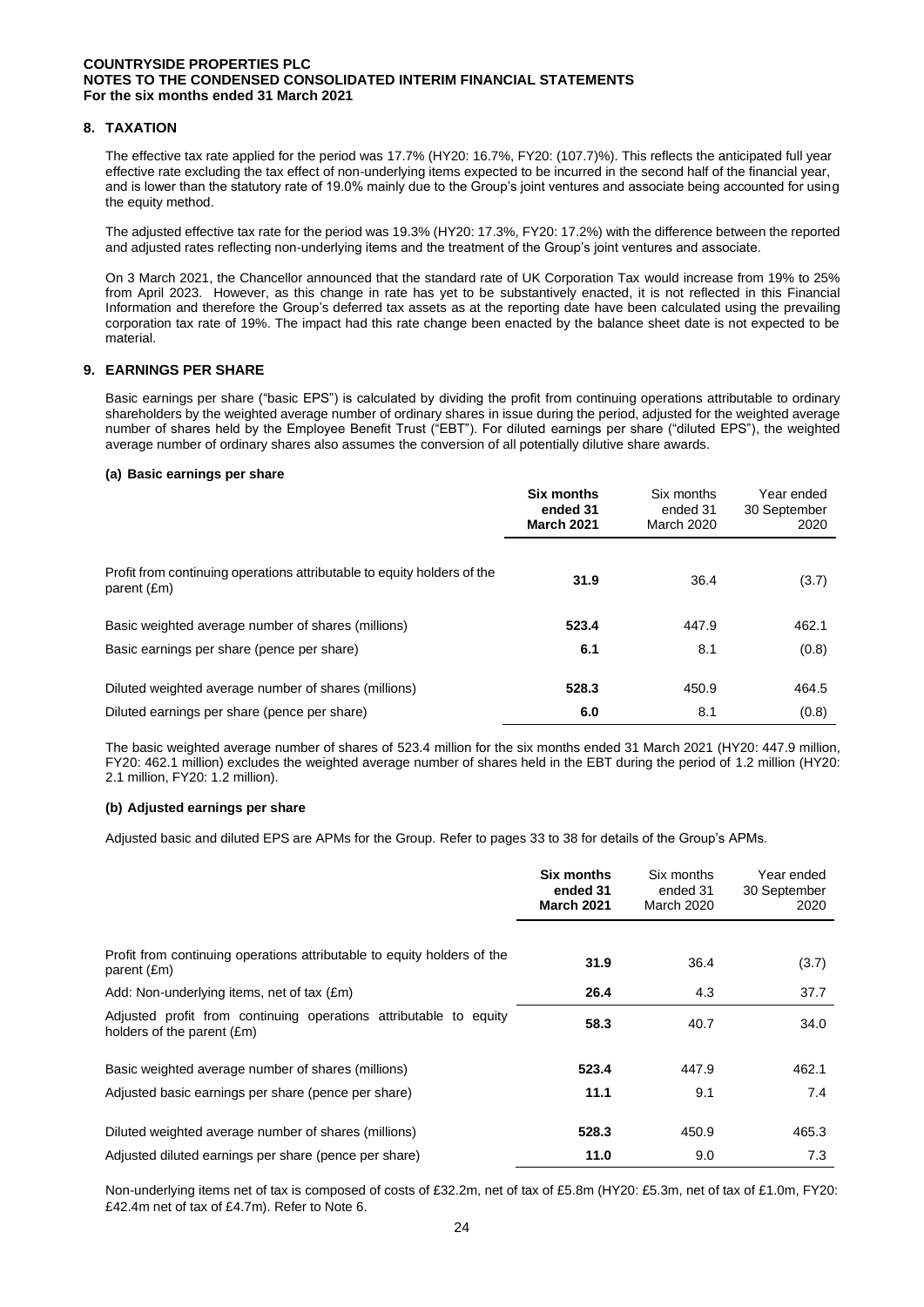## 8. TAXATION

The effective tax rate applied for the period was 17.7% (HY20: 16.7%, FY20: (107.7)%). This reflects the anticipated full year effective rate excluding the tax effect of non-underlying items expected to be incurred in the second half of the financial year, and is lower than the statutory rate of 19.0% mainly due to the Group's joint ventures and associate being accounted for using the equity method.

The adjusted effective tax rate for the period was 19.3% (HY20: 17.3%, FY20: 17.2%) with the difference between the reported and adjusted rates reflecting non-underlying items and the treatment of the Group's joint ventures and associate.

On 3 March 2021, the Chancellor announced that the standard rate of UK Corporation Tax would increase from 19% to 25% from April 2023. However, as this change in rate has yet to be substantively enacted, it is not reflected in this Financial Information and therefore the Group's deferred tax assets as at the reporting date have been calculated using the prevailing corporation tax rate of 19%. The impact had this rate change been enacted by the balance sheet date is not expected to be material.

## 9. EARNINGS PER SHARE

Basic earnings per share ("basic EPS") is calculated by dividing the profit from continuing operations attributable to ordinary shareholders by the weighted average number of ordinary shares in issue during the period, adjusted for the weighted average number of shares held by the Employee Benefit Trust ("EBT"). For diluted earnings per share ("diluted EPS"), the weighted average number of ordinary shares also assumes the conversion of all potentially dilutive share awards.

### (a) Basic earnings per share

| | **Six months ended 31 March 2021** | Six months ended 31 March 2020 | Year ended 30 September 2020 |
|---|---|---|---|
| Profit from continuing operations attributable to equity holders of the parent (£m) | **31.9** | 36.4 | (3.7) |
| Basic weighted average number of shares (millions) | **523.4** | 447.9 | 462.1 |
| Basic earnings per share (pence per share) | **6.1** | 8.1 | (0.8) |
| Diluted weighted average number of shares (millions) | **528.3** | 450.9 | 464.5 |
| Diluted earnings per share (pence per share) | **6.0** | 8.1 | (0.8) |

The basic weighted average number of shares of 523.4 million for the six months ended 31 March 2021 (HY20: 447.9 million, FY20: 462.1 million) excludes the weighted average number of shares held in the EBT during the period of 1.2 million (HY20: 2.1 million, FY20: 1.2 million).

### (b) Adjusted earnings per share

Adjusted basic and diluted EPS are APMs for the Group. Refer to pages 33 to 38 for details of the Group's APMs.

| | **Six months ended 31 March 2021** | Six months ended 31 March 2020 | Year ended 30 September 2020 |
|---|---|---|---|
| Profit from continuing operations attributable to equity holders of the parent (£m) | **31.9** | 36.4 | (3.7) |
| Add: Non-underlying items, net of tax (£m) | **26.4** | 4.3 | 37.7 |
| Adjusted profit from continuing operations attributable to equity holders of the parent (£m) | **58.3** | 40.7 | 34.0 |
| Basic weighted average number of shares (millions) | **523.4** | 447.9 | 462.1 |
| Adjusted basic earnings per share (pence per share) | **11.1** | 9.1 | 7.4 |
| Diluted weighted average number of shares (millions) | **528.3** | 450.9 | 465.3 |
| Adjusted diluted earnings per share (pence per share) | **11.0** | 9.0 | 7.3 |

Non-underlying items net of tax is composed of costs of £32.2m, net of tax of £5.8m (HY20: £5.3m, net of tax of £1.0m, FY20: £42.4m net of tax of £4.7m). Refer to Note 6.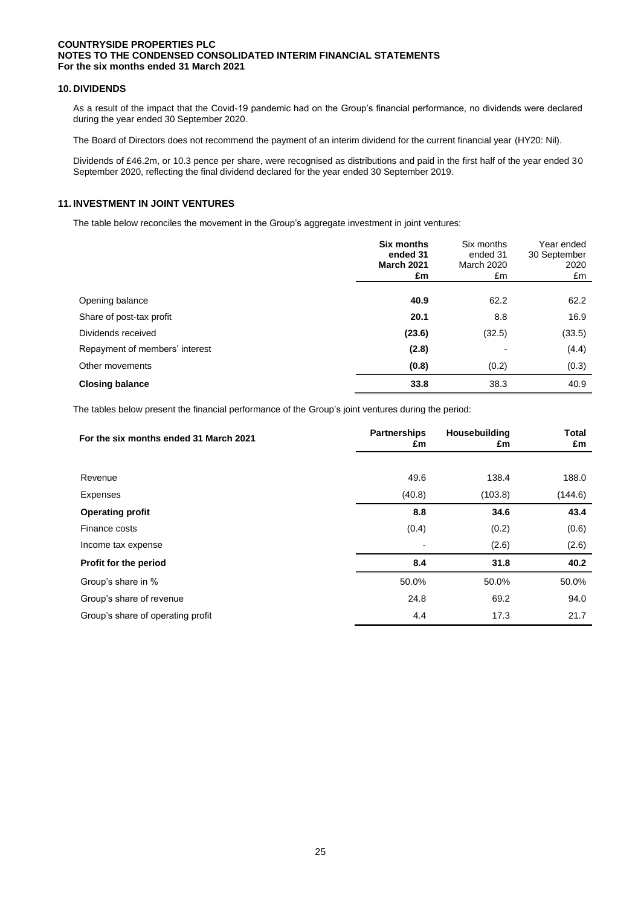## 10. DIVIDENDS

As a result of the impact that the Covid-19 pandemic had on the Group's financial performance, no dividends were declared during the year ended 30 September 2020.

The Board of Directors does not recommend the payment of an interim dividend for the current financial year (HY20: Nil).

Dividends of £46.2m, or 10.3 pence per share, were recognised as distributions and paid in the first half of the year ended 30 September 2020, reflecting the final dividend declared for the year ended 30 September 2019.

## 11. INVESTMENT IN JOINT VENTURES

The table below reconciles the movement in the Group's aggregate investment in joint ventures:

| | **Six months ended 31 March 2021 £m** | Six months ended 31 March 2020 £m | Year ended 30 September 2020 £m |
|---|---|---|---|
| Opening balance | **40.9** | 62.2 | 62.2 |
| Share of post-tax profit | **20.1** | 8.8 | 16.9 |
| Dividends received | **(23.6)** | (32.5) | (33.5) |
| Repayment of members' interest | **(2.8)** | - | (4.4) |
| Other movements | **(0.8)** | (0.2) | (0.3) |
| **Closing balance** | **33.8** | 38.3 | 40.9 |

The tables below present the financial performance of the Group's joint ventures during the period:

| **For the six months ended 31 March 2021** | **Partnerships £m** | **Housebuilding £m** | **Total £m** |
|---|---|---|---|
| Revenue | 49.6 | 138.4 | 188.0 |
| Expenses | (40.8) | (103.8) | (144.6) |
| **Operating profit** | **8.8** | **34.6** | **43.4** |
| Finance costs | (0.4) | (0.2) | (0.6) |
| Income tax expense | - | (2.6) | (2.6) |
| **Profit for the period** | **8.4** | **31.8** | **40.2** |
| Group's share in % | 50.0% | 50.0% | 50.0% |
| Group's share of revenue | 24.8 | 69.2 | 94.0 |
| Group's share of operating profit | 4.4 | 17.3 | 21.7 |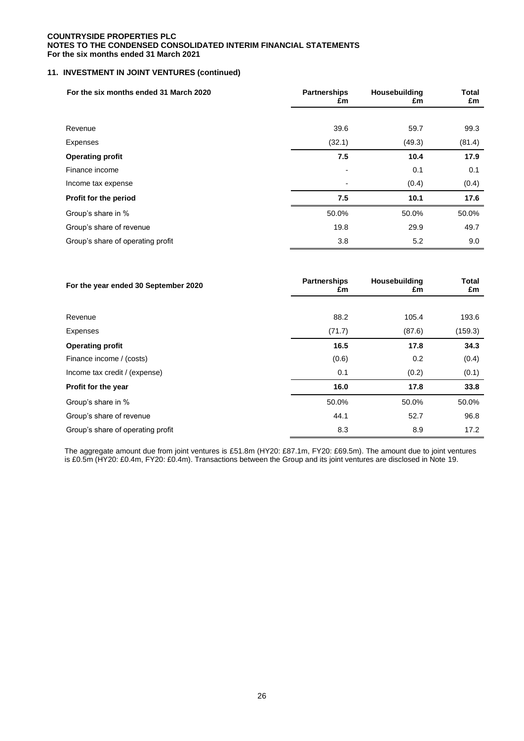## 11. INVESTMENT IN JOINT VENTURES (continued)

| For the six months ended 31 March 2020 | Partnerships £m | Housebuilding £m | Total £m |
|---|---|---|---|
| Revenue | 39.6 | 59.7 | 99.3 |
| Expenses | (32.1) | (49.3) | (81.4) |
| **Operating profit** | **7.5** | **10.4** | **17.9** |
| Finance income | - | 0.1 | 0.1 |
| Income tax expense | - | (0.4) | (0.4) |
| **Profit for the period** | **7.5** | **10.1** | **17.6** |
| Group's share in % | 50.0% | 50.0% | 50.0% |
| Group's share of revenue | 19.8 | 29.9 | 49.7 |
| Group's share of operating profit | 3.8 | 5.2 | 9.0 |

| For the year ended 30 September 2020 | Partnerships £m | Housebuilding £m | Total £m |
|---|---|---|---|
| Revenue | 88.2 | 105.4 | 193.6 |
| Expenses | (71.7) | (87.6) | (159.3) |
| **Operating profit** | **16.5** | **17.8** | **34.3** |
| Finance income / (costs) | (0.6) | 0.2 | (0.4) |
| Income tax credit / (expense) | 0.1 | (0.2) | (0.1) |
| **Profit for the year** | **16.0** | **17.8** | **33.8** |
| Group's share in % | 50.0% | 50.0% | 50.0% |
| Group's share of revenue | 44.1 | 52.7 | 96.8 |
| Group's share of operating profit | 8.3 | 8.9 | 17.2 |

The aggregate amount due from joint ventures is £51.8m (HY20: £87.1m, FY20: £69.5m). The amount due to joint ventures is £0.5m (HY20: £0.4m, FY20: £0.4m). Transactions between the Group and its joint ventures are disclosed in Note 19.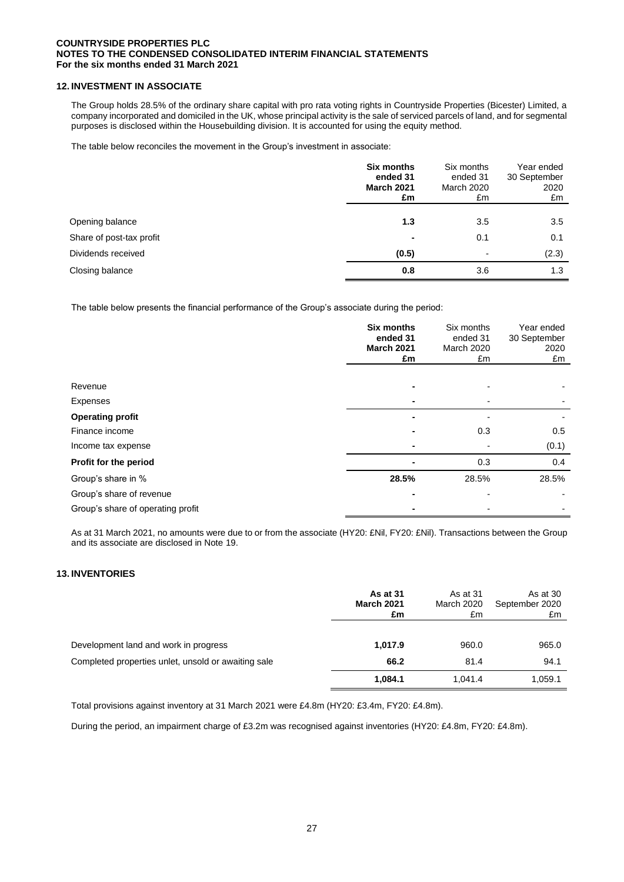## 12. INVESTMENT IN ASSOCIATE

The Group holds 28.5% of the ordinary share capital with pro rata voting rights in Countryside Properties (Bicester) Limited, a company incorporated and domiciled in the UK, whose principal activity is the sale of serviced parcels of land, and for segmental purposes is disclosed within the Housebuilding division. It is accounted for using the equity method.

The table below reconciles the movement in the Group's investment in associate:

| | **Six months ended 31 March 2021 £m** | Six months ended 31 March 2020 £m | Year ended 30 September 2020 £m |
|---|---|---|---|
| Opening balance | **1.3** | 3.5 | 3.5 |
| Share of post-tax profit | **-** | 0.1 | 0.1 |
| Dividends received | **(0.5)** | - | (2.3) |
| Closing balance | **0.8** | 3.6 | 1.3 |

The table below presents the financial performance of the Group's associate during the period:

| | **Six months ended 31 March 2021 £m** | Six months ended 31 March 2020 £m | Year ended 30 September 2020 £m |
|---|---|---|---|
| Revenue | **-** | - | - |
| Expenses | **-** | - | - |
| **Operating profit** | **-** | - | - |
| Finance income | **-** | 0.3 | 0.5 |
| Income tax expense | **-** | - | (0.1) |
| **Profit for the period** | **-** | 0.3 | 0.4 |
| Group's share in % | **28.5%** | 28.5% | 28.5% |
| Group's share of revenue | **-** | - | - |
| Group's share of operating profit | **-** | - | - |

As at 31 March 2021, no amounts were due to or from the associate (HY20: £Nil, FY20: £Nil). Transactions between the Group and its associate are disclosed in Note 19.

## 13. INVENTORIES

| | **As at 31 March 2021 £m** | As at 31 March 2020 £m | As at 30 September 2020 £m |
|---|---|---|---|
| Development land and work in progress | **1,017.9** | 960.0 | 965.0 |
| Completed properties unlet, unsold or awaiting sale | **66.2** | 81.4 | 94.1 |
| | **1,084.1** | 1,041.4 | 1,059.1 |

Total provisions against inventory at 31 March 2021 were £4.8m (HY20: £3.4m, FY20: £4.8m).

During the period, an impairment charge of £3.2m was recognised against inventories (HY20: £4.8m, FY20: £4.8m).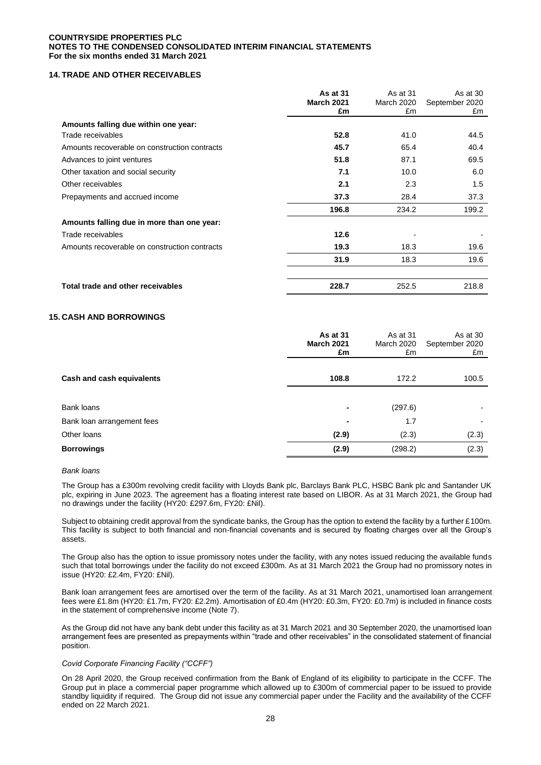**COUNTRYSIDE PROPERTIES PLC**
**NOTES TO THE CONDENSED CONSOLIDATED INTERIM FINANCIAL STATEMENTS**
**For the six months ended 31 March 2021**

## 14. TRADE AND OTHER RECEIVABLES

| | **As at 31 March 2021 £m** | As at 31 March 2020 £m | As at 30 September 2020 £m |
|---|---|---|---|
| **Amounts falling due within one year:** | | | |
| Trade receivables | **52.8** | 41.0 | 44.5 |
| Amounts recoverable on construction contracts | **45.7** | 65.4 | 40.4 |
| Advances to joint ventures | **51.8** | 87.1 | 69.5 |
| Other taxation and social security | **7.1** | 10.0 | 6.0 |
| Other receivables | **2.1** | 2.3 | 1.5 |
| Prepayments and accrued income | **37.3** | 28.4 | 37.3 |
| | **196.8** | 234.2 | 199.2 |
| **Amounts falling due in more than one year:** | | | |
| Trade receivables | **12.6** | - | - |
| Amounts recoverable on construction contracts | **19.3** | 18.3 | 19.6 |
| | **31.9** | 18.3 | 19.6 |
| **Total trade and other receivables** | **228.7** | 252.5 | 218.8 |

## 15. CASH AND BORROWINGS

| | **As at 31 March 2021 £m** | As at 31 March 2020 £m | As at 30 September 2020 £m |
|---|---|---|---|
| **Cash and cash equivalents** | **108.8** | 172.2 | 100.5 |
| Bank loans | **-** | (297.6) | - |
| Bank loan arrangement fees | **-** | 1.7 | - |
| Other loans | **(2.9)** | (2.3) | (2.3) |
| **Borrowings** | **(2.9)** | (298.2) | (2.3) |

*Bank loans*

The Group has a £300m revolving credit facility with Lloyds Bank plc, Barclays Bank PLC, HSBC Bank plc and Santander UK plc, expiring in June 2023. The agreement has a floating interest rate based on LIBOR. As at 31 March 2021, the Group had no drawings under the facility (HY20: £297.6m, FY20: £Nil).

Subject to obtaining credit approval from the syndicate banks, the Group has the option to extend the facility by a further £100m. This facility is subject to both financial and non-financial covenants and is secured by floating charges over all the Group's assets.

The Group also has the option to issue promissory notes under the facility, with any notes issued reducing the available funds such that total borrowings under the facility do not exceed £300m. As at 31 March 2021 the Group had no promissory notes in issue (HY20: £2.4m, FY20: £Nil).

Bank loan arrangement fees are amortised over the term of the facility. As at 31 March 2021, unamortised loan arrangement fees were £1.8m (HY20: £1.7m, FY20: £2.2m). Amortisation of £0.4m (HY20: £0.3m, FY20: £0.7m) is included in finance costs in the statement of comprehensive income (Note 7).

As the Group did not have any bank debt under this facility as at 31 March 2021 and 30 September 2020, the unamortised loan arrangement fees are presented as prepayments within "trade and other receivables" in the consolidated statement of financial position.

*Covid Corporate Financing Facility ("CCFF")*

On 28 April 2020, the Group received confirmation from the Bank of England of its eligibility to participate in the CCFF. The Group put in place a commercial paper programme which allowed up to £300m of commercial paper to be issued to provide standby liquidity if required. The Group did not issue any commercial paper under the Facility and the availability of the CCFF ended on 22 March 2021.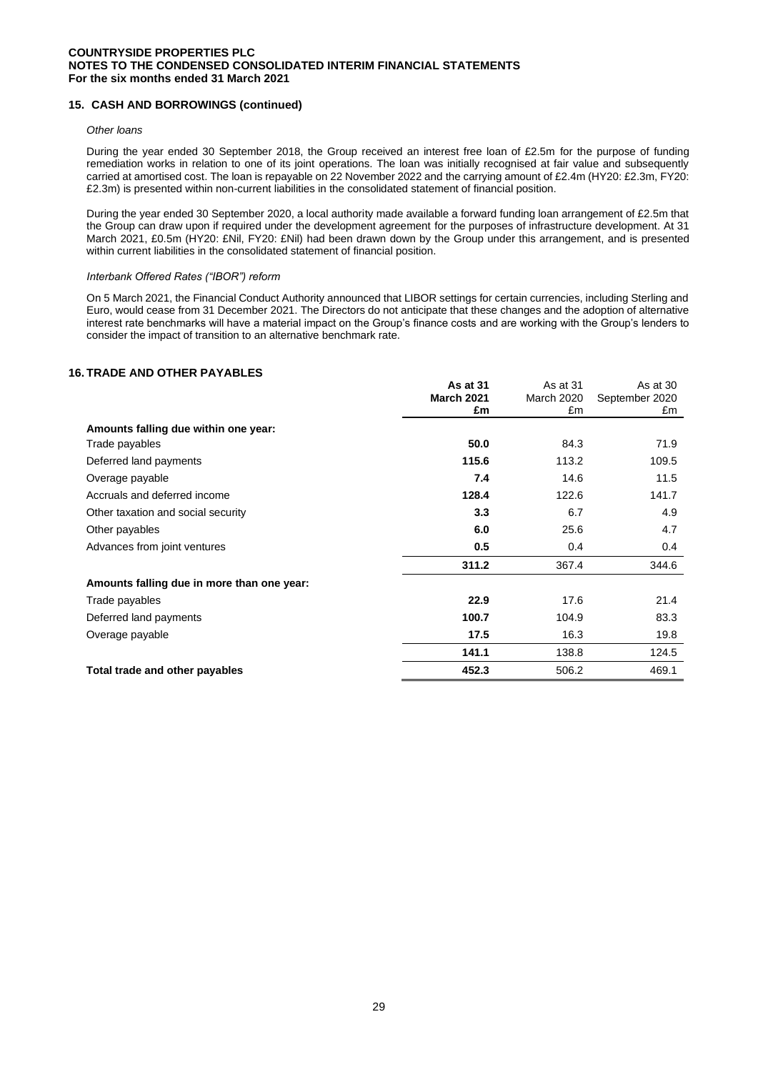## 15. CASH AND BORROWINGS (continued)

*Other loans*

During the year ended 30 September 2018, the Group received an interest free loan of £2.5m for the purpose of funding remediation works in relation to one of its joint operations. The loan was initially recognised at fair value and subsequently carried at amortised cost. The loan is repayable on 22 November 2022 and the carrying amount of £2.4m (HY20: £2.3m, FY20: £2.3m) is presented within non-current liabilities in the consolidated statement of financial position.

During the year ended 30 September 2020, a local authority made available a forward funding loan arrangement of £2.5m that the Group can draw upon if required under the development agreement for the purposes of infrastructure development. At 31 March 2021, £0.5m (HY20: £Nil, FY20: £Nil) had been drawn down by the Group under this arrangement, and is presented within current liabilities in the consolidated statement of financial position.

*Interbank Offered Rates ("IBOR") reform*

On 5 March 2021, the Financial Conduct Authority announced that LIBOR settings for certain currencies, including Sterling and Euro, would cease from 31 December 2021. The Directors do not anticipate that these changes and the adoption of alternative interest rate benchmarks will have a material impact on the Group's finance costs and are working with the Group's lenders to consider the impact of transition to an alternative benchmark rate.

## 16. TRADE AND OTHER PAYABLES

| | **As at 31 March 2021 £m** | As at 31 March 2020 £m | As at 30 September 2020 £m |
|---|---|---|---|
| **Amounts falling due within one year:** | | | |
| Trade payables | **50.0** | 84.3 | 71.9 |
| Deferred land payments | **115.6** | 113.2 | 109.5 |
| Overage payable | **7.4** | 14.6 | 11.5 |
| Accruals and deferred income | **128.4** | 122.6 | 141.7 |
| Other taxation and social security | **3.3** | 6.7 | 4.9 |
| Other payables | **6.0** | 25.6 | 4.7 |
| Advances from joint ventures | **0.5** | 0.4 | 0.4 |
| | **311.2** | 367.4 | 344.6 |
| **Amounts falling due in more than one year:** | | | |
| Trade payables | **22.9** | 17.6 | 21.4 |
| Deferred land payments | **100.7** | 104.9 | 83.3 |
| Overage payable | **17.5** | 16.3 | 19.8 |
| | **141.1** | 138.8 | 124.5 |
| **Total trade and other payables** | **452.3** | 506.2 | 469.1 |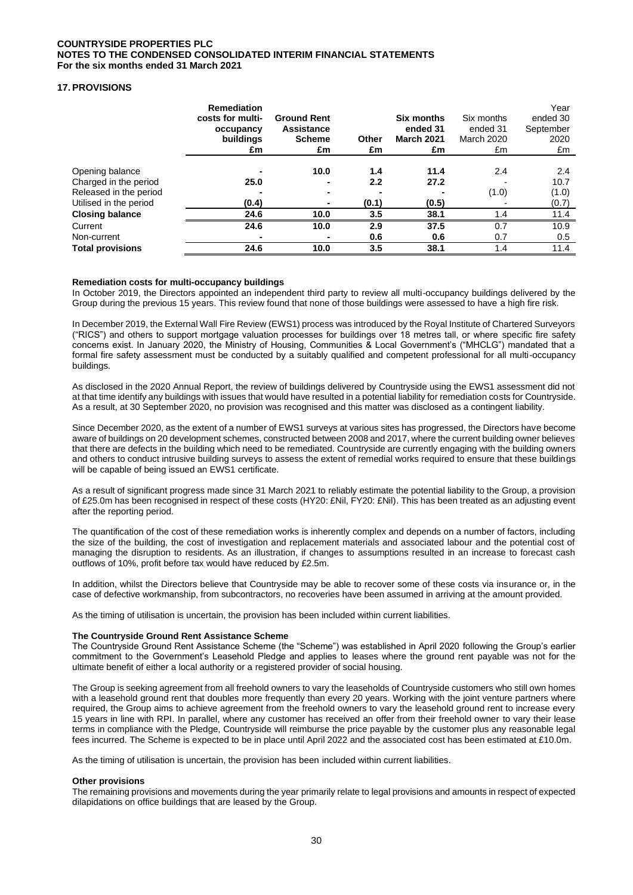## 17. PROVISIONS

| | Remediation costs for multi-occupancy buildings £m | Ground Rent Assistance Scheme £m | Other £m | Six months ended 31 March 2021 £m | Six months ended 31 March 2020 £m | Year ended 30 September 2020 £m |
|---|---|---|---|---|---|---|
| Opening balance | - | 10.0 | 1.4 | 11.4 | 2.4 | 2.4 |
| Charged in the period | 25.0 | - | 2.2 | 27.2 | - | 10.7 |
| Released in the period | - | - | - | - | (1.0) | (1.0) |
| Utilised in the period | (0.4) | - | (0.1) | (0.5) | - | (0.7) |
| **Closing balance** | **24.6** | **10.0** | **3.5** | **38.1** | 1.4 | 11.4 |
| Current | 24.6 | 10.0 | 2.9 | 37.5 | 0.7 | 10.9 |
| Non-current | - | - | 0.6 | 0.6 | 0.7 | 0.5 |
| **Total provisions** | **24.6** | **10.0** | **3.5** | **38.1** | 1.4 | 11.4 |

**Remediation costs for multi-occupancy buildings**

In October 2019, the Directors appointed an independent third party to review all multi-occupancy buildings delivered by the Group during the previous 15 years. This review found that none of those buildings were assessed to have a high fire risk.

In December 2019, the External Wall Fire Review (EWS1) process was introduced by the Royal Institute of Chartered Surveyors ("RICS") and others to support mortgage valuation processes for buildings over 18 metres tall, or where specific fire safety concerns exist. In January 2020, the Ministry of Housing, Communities & Local Government's ("MHCLG") mandated that a formal fire safety assessment must be conducted by a suitably qualified and competent professional for all multi-occupancy buildings.

As disclosed in the 2020 Annual Report, the review of buildings delivered by Countryside using the EWS1 assessment did not at that time identify any buildings with issues that would have resulted in a potential liability for remediation costs for Countryside. As a result, at 30 September 2020, no provision was recognised and this matter was disclosed as a contingent liability.

Since December 2020, as the extent of a number of EWS1 surveys at various sites has progressed, the Directors have become aware of buildings on 20 development schemes, constructed between 2008 and 2017, where the current building owner believes that there are defects in the building which need to be remediated. Countryside are currently engaging with the building owners and others to conduct intrusive building surveys to assess the extent of remedial works required to ensure that these buildings will be capable of being issued an EWS1 certificate.

As a result of significant progress made since 31 March 2021 to reliably estimate the potential liability to the Group, a provision of £25.0m has been recognised in respect of these costs (HY20: £Nil, FY20: £Nil). This has been treated as an adjusting event after the reporting period.

The quantification of the cost of these remediation works is inherently complex and depends on a number of factors, including the size of the building, the cost of investigation and replacement materials and associated labour and the potential cost of managing the disruption to residents. As an illustration, if changes to assumptions resulted in an increase to forecast cash outflows of 10%, profit before tax would have reduced by £2.5m.

In addition, whilst the Directors believe that Countryside may be able to recover some of these costs via insurance or, in the case of defective workmanship, from subcontractors, no recoveries have been assumed in arriving at the amount provided.

As the timing of utilisation is uncertain, the provision has been included within current liabilities.

**The Countryside Ground Rent Assistance Scheme**

The Countryside Ground Rent Assistance Scheme (the "Scheme") was established in April 2020 following the Group's earlier commitment to the Government's Leasehold Pledge and applies to leases where the ground rent payable was not for the ultimate benefit of either a local authority or a registered provider of social housing.

The Group is seeking agreement from all freehold owners to vary the leaseholds of Countryside customers who still own homes with a leasehold ground rent that doubles more frequently than every 20 years. Working with the joint venture partners where required, the Group aims to achieve agreement from the freehold owners to vary the leasehold ground rent to increase every 15 years in line with RPI. In parallel, where any customer has received an offer from their freehold owner to vary their lease terms in compliance with the Pledge, Countryside will reimburse the price payable by the customer plus any reasonable legal fees incurred. The Scheme is expected to be in place until April 2022 and the associated cost has been estimated at £10.0m.

As the timing of utilisation is uncertain, the provision has been included within current liabilities.

**Other provisions**

The remaining provisions and movements during the year primarily relate to legal provisions and amounts in respect of expected dilapidations on office buildings that are leased by the Group.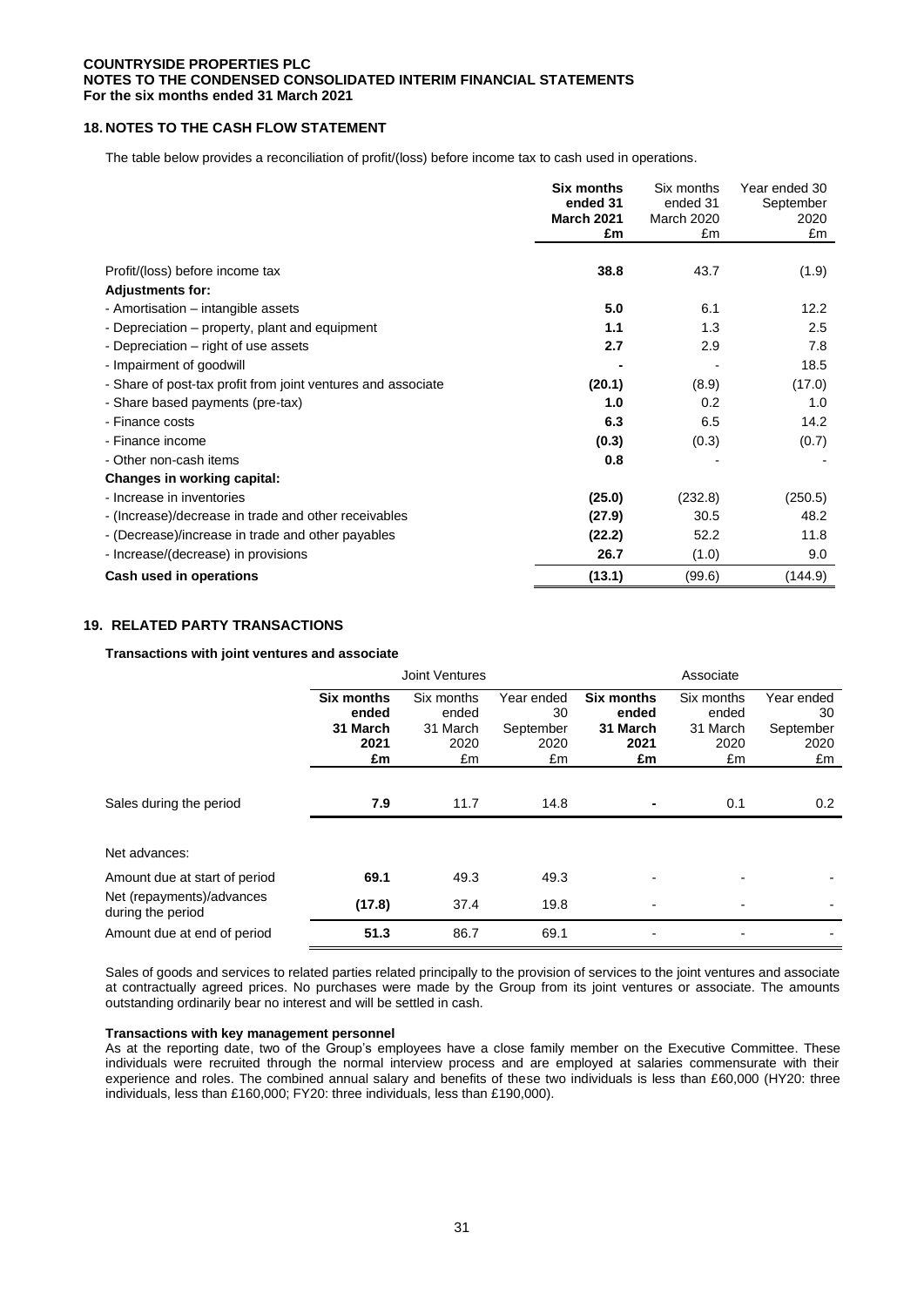**COUNTRYSIDE PROPERTIES PLC**
**NOTES TO THE CONDENSED CONSOLIDATED INTERIM FINANCIAL STATEMENTS**
**For the six months ended 31 March 2021**

## 18. NOTES TO THE CASH FLOW STATEMENT

The table below provides a reconciliation of profit/(loss) before income tax to cash used in operations.

| | **Six months ended 31 March 2021 £m** | Six months ended 31 March 2020 £m | Year ended 30 September 2020 £m |
|---|---|---|---|
| Profit/(loss) before income tax | **38.8** | 43.7 | (1.9) |
| **Adjustments for:** | | | |
| - Amortisation – intangible assets | **5.0** | 6.1 | 12.2 |
| - Depreciation – property, plant and equipment | **1.1** | 1.3 | 2.5 |
| - Depreciation – right of use assets | **2.7** | 2.9 | 7.8 |
| - Impairment of goodwill | **-** | - | 18.5 |
| - Share of post-tax profit from joint ventures and associate | **(20.1)** | (8.9) | (17.0) |
| - Share based payments (pre-tax) | **1.0** | 0.2 | 1.0 |
| - Finance costs | **6.3** | 6.5 | 14.2 |
| - Finance income | **(0.3)** | (0.3) | (0.7) |
| - Other non-cash items | **0.8** | - | - |
| **Changes in working capital:** | | | |
| - Increase in inventories | **(25.0)** | (232.8) | (250.5) |
| - (Increase)/decrease in trade and other receivables | **(27.9)** | 30.5 | 48.2 |
| - (Decrease)/increase in trade and other payables | **(22.2)** | 52.2 | 11.8 |
| - Increase/(decrease) in provisions | **26.7** | (1.0) | 9.0 |
| **Cash used in operations** | **(13.1)** | (99.6) | (144.9) |

## 19. RELATED PARTY TRANSACTIONS

**Transactions with joint ventures and associate**

| | Joint Ventures | | | Associate | | |
|---|---|---|---|---|---|---|
| | **Six months ended 31 March 2021 £m** | Six months ended 31 March 2020 £m | Year ended 30 September 2020 £m | **Six months ended 31 March 2021 £m** | Six months ended 31 March 2020 £m | Year ended 30 September 2020 £m |
| Sales during the period | **7.9** | 11.7 | 14.8 | **-** | 0.1 | 0.2 |
| Net advances: | | | | | | |
| Amount due at start of period | **69.1** | 49.3 | 49.3 | - | - | - |
| Net (repayments)/advances during the period | **(17.8)** | 37.4 | 19.8 | - | - | - |
| Amount due at end of period | **51.3** | 86.7 | 69.1 | - | - | - |

Sales of goods and services to related parties related principally to the provision of services to the joint ventures and associate at contractually agreed prices. No purchases were made by the Group from its joint ventures or associate. The amounts outstanding ordinarily bear no interest and will be settled in cash.

**Transactions with key management personnel**

As at the reporting date, two of the Group's employees have a close family member on the Executive Committee. These individuals were recruited through the normal interview process and are employed at salaries commensurate with their experience and roles. The combined annual salary and benefits of these two individuals is less than £60,000 (HY20: three individuals, less than £160,000; FY20: three individuals, less than £190,000).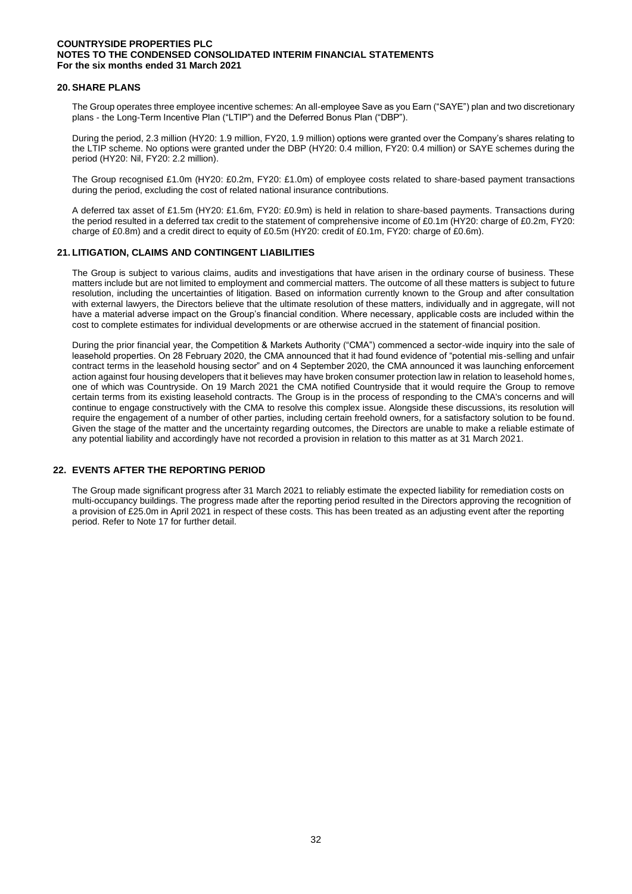## 20. SHARE PLANS

The Group operates three employee incentive schemes: An all-employee Save as you Earn ("SAYE") plan and two discretionary plans - the Long-Term Incentive Plan ("LTIP") and the Deferred Bonus Plan ("DBP").

During the period, 2.3 million (HY20: 1.9 million, FY20, 1.9 million) options were granted over the Company's shares relating to the LTIP scheme. No options were granted under the DBP (HY20: 0.4 million, FY20: 0.4 million) or SAYE schemes during the period (HY20: Nil, FY20: 2.2 million).

The Group recognised £1.0m (HY20: £0.2m, FY20: £1.0m) of employee costs related to share-based payment transactions during the period, excluding the cost of related national insurance contributions.

A deferred tax asset of £1.5m (HY20: £1.6m, FY20: £0.9m) is held in relation to share-based payments. Transactions during the period resulted in a deferred tax credit to the statement of comprehensive income of £0.1m (HY20: charge of £0.2m, FY20: charge of £0.8m) and a credit direct to equity of £0.5m (HY20: credit of £0.1m, FY20: charge of £0.6m).

## 21. LITIGATION, CLAIMS AND CONTINGENT LIABILITIES

The Group is subject to various claims, audits and investigations that have arisen in the ordinary course of business. These matters include but are not limited to employment and commercial matters. The outcome of all these matters is subject to future resolution, including the uncertainties of litigation. Based on information currently known to the Group and after consultation with external lawyers, the Directors believe that the ultimate resolution of these matters, individually and in aggregate, will not have a material adverse impact on the Group's financial condition. Where necessary, applicable costs are included within the cost to complete estimates for individual developments or are otherwise accrued in the statement of financial position.

During the prior financial year, the Competition & Markets Authority ("CMA") commenced a sector-wide inquiry into the sale of leasehold properties. On 28 February 2020, the CMA announced that it had found evidence of "potential mis-selling and unfair contract terms in the leasehold housing sector" and on 4 September 2020, the CMA announced it was launching enforcement action against four housing developers that it believes may have broken consumer protection law in relation to leasehold homes, one of which was Countryside. On 19 March 2021 the CMA notified Countryside that it would require the Group to remove certain terms from its existing leasehold contracts. The Group is in the process of responding to the CMA's concerns and will continue to engage constructively with the CMA to resolve this complex issue. Alongside these discussions, its resolution will require the engagement of a number of other parties, including certain freehold owners, for a satisfactory solution to be found. Given the stage of the matter and the uncertainty regarding outcomes, the Directors are unable to make a reliable estimate of any potential liability and accordingly have not recorded a provision in relation to this matter as at 31 March 2021.

## 22. EVENTS AFTER THE REPORTING PERIOD

The Group made significant progress after 31 March 2021 to reliably estimate the expected liability for remediation costs on multi-occupancy buildings. The progress made after the reporting period resulted in the Directors approving the recognition of a provision of £25.0m in April 2021 in respect of these costs. This has been treated as an adjusting event after the reporting period. Refer to Note 17 for further detail.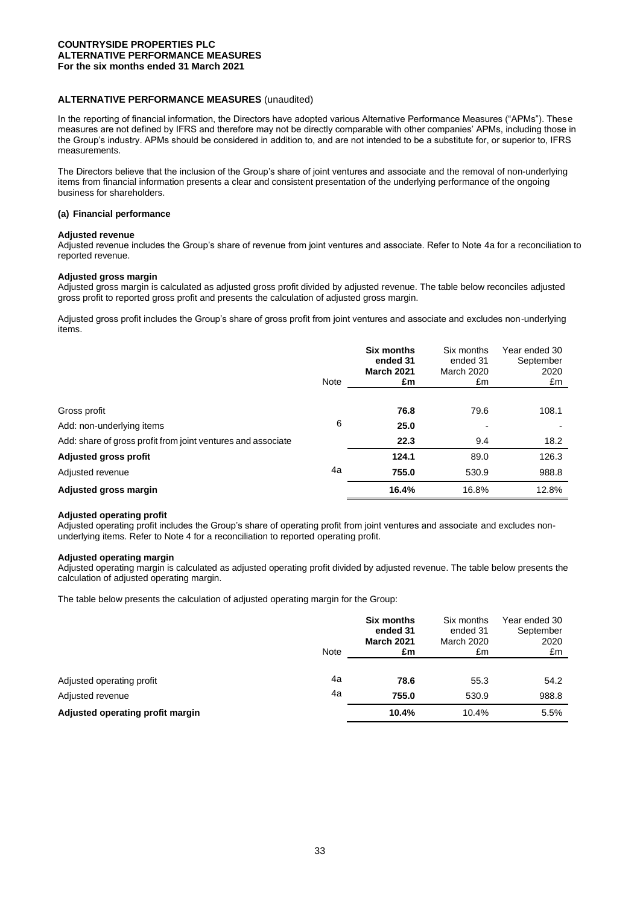# COUNTRYSIDE PROPERTIES PLC
## ALTERNATIVE PERFORMANCE MEASURES
**For the six months ended 31 March 2021**

## ALTERNATIVE PERFORMANCE MEASURES (unaudited)

In the reporting of financial information, the Directors have adopted various Alternative Performance Measures ("APMs"). These measures are not defined by IFRS and therefore may not be directly comparable with other companies' APMs, including those in the Group's industry. APMs should be considered in addition to, and are not intended to be a substitute for, or superior to, IFRS measurements.

The Directors believe that the inclusion of the Group's share of joint ventures and associate and the removal of non-underlying items from financial information presents a clear and consistent presentation of the underlying performance of the ongoing business for shareholders.

### (a) Financial performance

**Adjusted revenue**

Adjusted revenue includes the Group's share of revenue from joint ventures and associate. Refer to Note 4a for a reconciliation to reported revenue.

**Adjusted gross margin**

Adjusted gross margin is calculated as adjusted gross profit divided by adjusted revenue. The table below reconciles adjusted gross profit to reported gross profit and presents the calculation of adjusted gross margin.

Adjusted gross profit includes the Group's share of gross profit from joint ventures and associate and excludes non-underlying items.

| | Note | **Six months ended 31 March 2021 £m** | Six months ended 31 March 2020 £m | Year ended 30 September 2020 £m |
|---|---|---|---|---|
| Gross profit | | **76.8** | 79.6 | 108.1 |
| Add: non-underlying items | 6 | **25.0** | - | - |
| Add: share of gross profit from joint ventures and associate | | **22.3** | 9.4 | 18.2 |
| **Adjusted gross profit** | | **124.1** | 89.0 | 126.3 |
| Adjusted revenue | 4a | **755.0** | 530.9 | 988.8 |
| **Adjusted gross margin** | | **16.4%** | 16.8% | 12.8% |

**Adjusted operating profit**

Adjusted operating profit includes the Group's share of operating profit from joint ventures and associate and excludes non-underlying items. Refer to Note 4 for a reconciliation to reported operating profit.

**Adjusted operating margin**

Adjusted operating margin is calculated as adjusted operating profit divided by adjusted revenue. The table below presents the calculation of adjusted operating margin.

The table below presents the calculation of adjusted operating margin for the Group:

| | Note | **Six months ended 31 March 2021 £m** | Six months ended 31 March 2020 £m | Year ended 30 September 2020 £m |
|---|---|---|---|---|
| Adjusted operating profit | 4a | **78.6** | 55.3 | 54.2 |
| Adjusted revenue | 4a | **755.0** | 530.9 | 988.8 |
| **Adjusted operating profit margin** | | **10.4%** | 10.4% | 5.5% |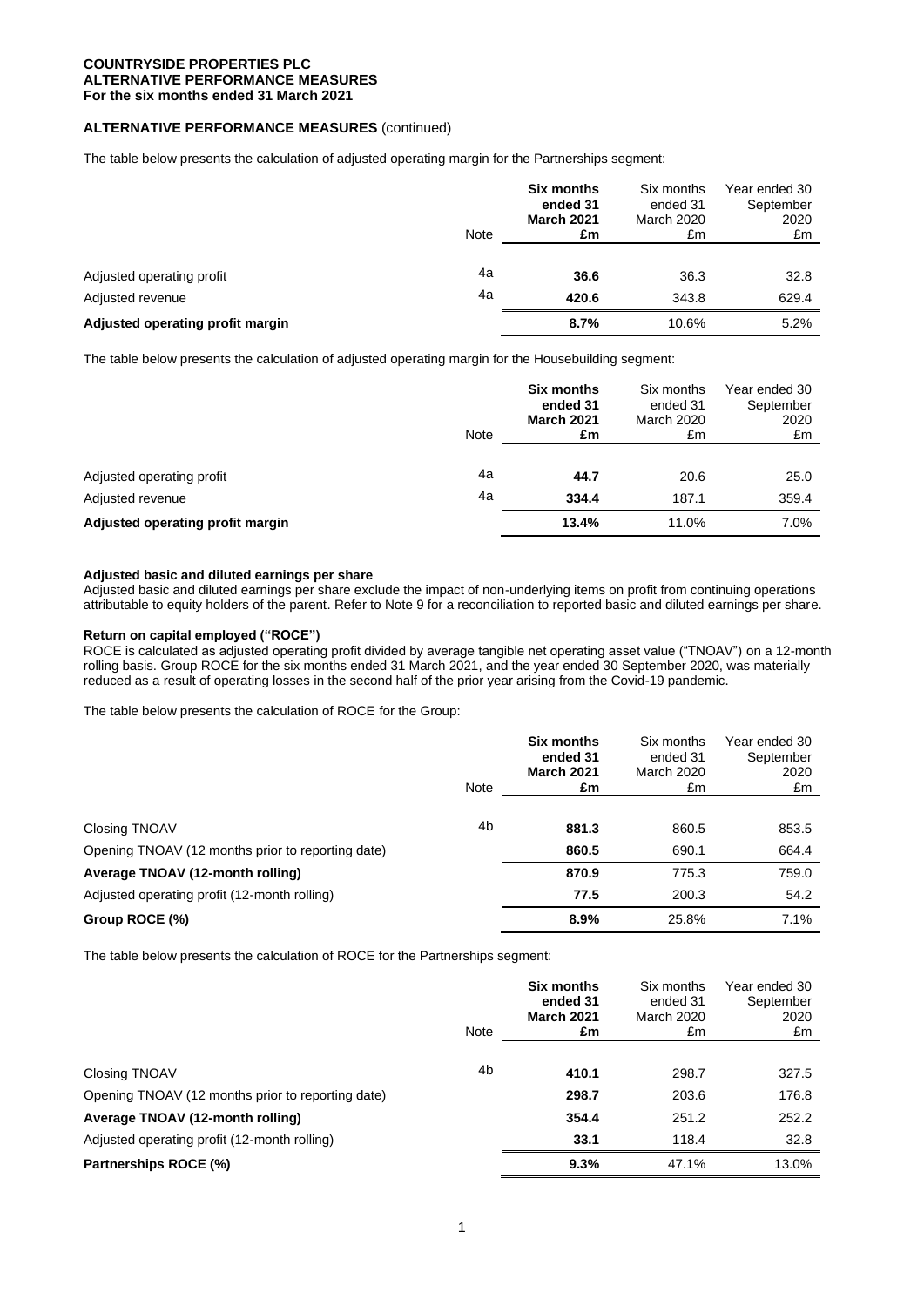**COUNTRYSIDE PROPERTIES PLC**
**ALTERNATIVE PERFORMANCE MEASURES**
**For the six months ended 31 March 2021**

## ALTERNATIVE PERFORMANCE MEASURES (continued)

The table below presents the calculation of adjusted operating margin for the Partnerships segment:

| | Note | **Six months ended 31 March 2021 £m** | Six months ended 31 March 2020 £m | Year ended 30 September 2020 £m |
|---|---|---|---|---|
| Adjusted operating profit | 4a | **36.6** | 36.3 | 32.8 |
| Adjusted revenue | 4a | **420.6** | 343.8 | 629.4 |
| **Adjusted operating profit margin** | | **8.7%** | 10.6% | 5.2% |

The table below presents the calculation of adjusted operating margin for the Housebuilding segment:

| | Note | **Six months ended 31 March 2021 £m** | Six months ended 31 March 2020 £m | Year ended 30 September 2020 £m |
|---|---|---|---|---|
| Adjusted operating profit | 4a | **44.7** | 20.6 | 25.0 |
| Adjusted revenue | 4a | **334.4** | 187.1 | 359.4 |
| **Adjusted operating profit margin** | | **13.4%** | 11.0% | 7.0% |

### Adjusted basic and diluted earnings per share

Adjusted basic and diluted earnings per share exclude the impact of non-underlying items on profit from continuing operations attributable to equity holders of the parent. Refer to Note 9 for a reconciliation to reported basic and diluted earnings per share.

### Return on capital employed ("ROCE")

ROCE is calculated as adjusted operating profit divided by average tangible net operating asset value ("TNOAV") on a 12-month rolling basis. Group ROCE for the six months ended 31 March 2021, and the year ended 30 September 2020, was materially reduced as a result of operating losses in the second half of the prior year arising from the Covid-19 pandemic.

The table below presents the calculation of ROCE for the Group:

| | Note | **Six months ended 31 March 2021 £m** | Six months ended 31 March 2020 £m | Year ended 30 September 2020 £m |
|---|---|---|---|---|
| Closing TNOAV | 4b | **881.3** | 860.5 | 853.5 |
| Opening TNOAV (12 months prior to reporting date) | | **860.5** | 690.1 | 664.4 |
| **Average TNOAV (12-month rolling)** | | **870.9** | 775.3 | 759.0 |
| Adjusted operating profit (12-month rolling) | | **77.5** | 200.3 | 54.2 |
| **Group ROCE (%)** | | **8.9%** | 25.8% | 7.1% |

The table below presents the calculation of ROCE for the Partnerships segment:

| | Note | **Six months ended 31 March 2021 £m** | Six months ended 31 March 2020 £m | Year ended 30 September 2020 £m |
|---|---|---|---|---|
| Closing TNOAV | 4b | **410.1** | 298.7 | 327.5 |
| Opening TNOAV (12 months prior to reporting date) | | **298.7** | 203.6 | 176.8 |
| **Average TNOAV (12-month rolling)** | | **354.4** | 251.2 | 252.2 |
| Adjusted operating profit (12-month rolling) | | **33.1** | 118.4 | 32.8 |
| **Partnerships ROCE (%)** | | **9.3%** | 47.1% | 13.0% |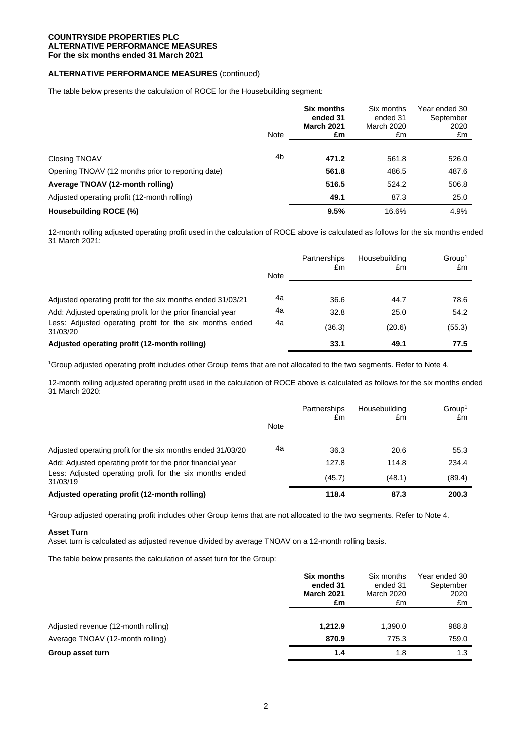**COUNTRYSIDE PROPERTIES PLC**
**ALTERNATIVE PERFORMANCE MEASURES**
**For the six months ended 31 March 2021**

**ALTERNATIVE PERFORMANCE MEASURES** (continued)

The table below presents the calculation of ROCE for the Housebuilding segment:

| | Note | **Six months ended 31 March 2021 £m** | Six months ended 31 March 2020 £m | Year ended 30 September 2020 £m |
|---|---|---|---|---|
| Closing TNOAV | 4b | **471.2** | 561.8 | 526.0 |
| Opening TNOAV (12 months prior to reporting date) | | **561.8** | 486.5 | 487.6 |
| **Average TNOAV (12-month rolling)** | | **516.5** | 524.2 | 506.8 |
| Adjusted operating profit (12-month rolling) | | **49.1** | 87.3 | 25.0 |
| **Housebuilding ROCE (%)** | | **9.5%** | 16.6% | 4.9% |

12-month rolling adjusted operating profit used in the calculation of ROCE above is calculated as follows for the six months ended 31 March 2021:

| | Note | Partnerships £m | Housebuilding £m | Group[1] £m |
|---|---|---|---|---|
| Adjusted operating profit for the six months ended 31/03/21 | 4a | 36.6 | 44.7 | 78.6 |
| Add: Adjusted operating profit for the prior financial year | 4a | 32.8 | 25.0 | 54.2 |
| Less: Adjusted operating profit for the six months ended 31/03/20 | 4a | (36.3) | (20.6) | (55.3) |
| **Adjusted operating profit (12-month rolling)** | | **33.1** | **49.1** | **77.5** |

[1]Group adjusted operating profit includes other Group items that are not allocated to the two segments. Refer to Note 4.

12-month rolling adjusted operating profit used in the calculation of ROCE above is calculated as follows for the six months ended 31 March 2020:

| | Note | Partnerships £m | Housebuilding £m | Group[1] £m |
|---|---|---|---|---|
| Adjusted operating profit for the six months ended 31/03/20 | 4a | 36.3 | 20.6 | 55.3 |
| Add: Adjusted operating profit for the prior financial year | | 127.8 | 114.8 | 234.4 |
| Less: Adjusted operating profit for the six months ended 31/03/19 | | (45.7) | (48.1) | (89.4) |
| **Adjusted operating profit (12-month rolling)** | | **118.4** | **87.3** | **200.3** |

[1]Group adjusted operating profit includes other Group items that are not allocated to the two segments. Refer to Note 4.

**Asset Turn**
Asset turn is calculated as adjusted revenue divided by average TNOAV on a 12-month rolling basis.

The table below presents the calculation of asset turn for the Group:

| | **Six months ended 31 March 2021 £m** | Six months ended 31 March 2020 £m | Year ended 30 September 2020 £m |
|---|---|---|---|
| Adjusted revenue (12-month rolling) | **1,212.9** | 1,390.0 | 988.8 |
| Average TNOAV (12-month rolling) | **870.9** | 775.3 | 759.0 |
| **Group asset turn** | **1.4** | 1.8 | 1.3 |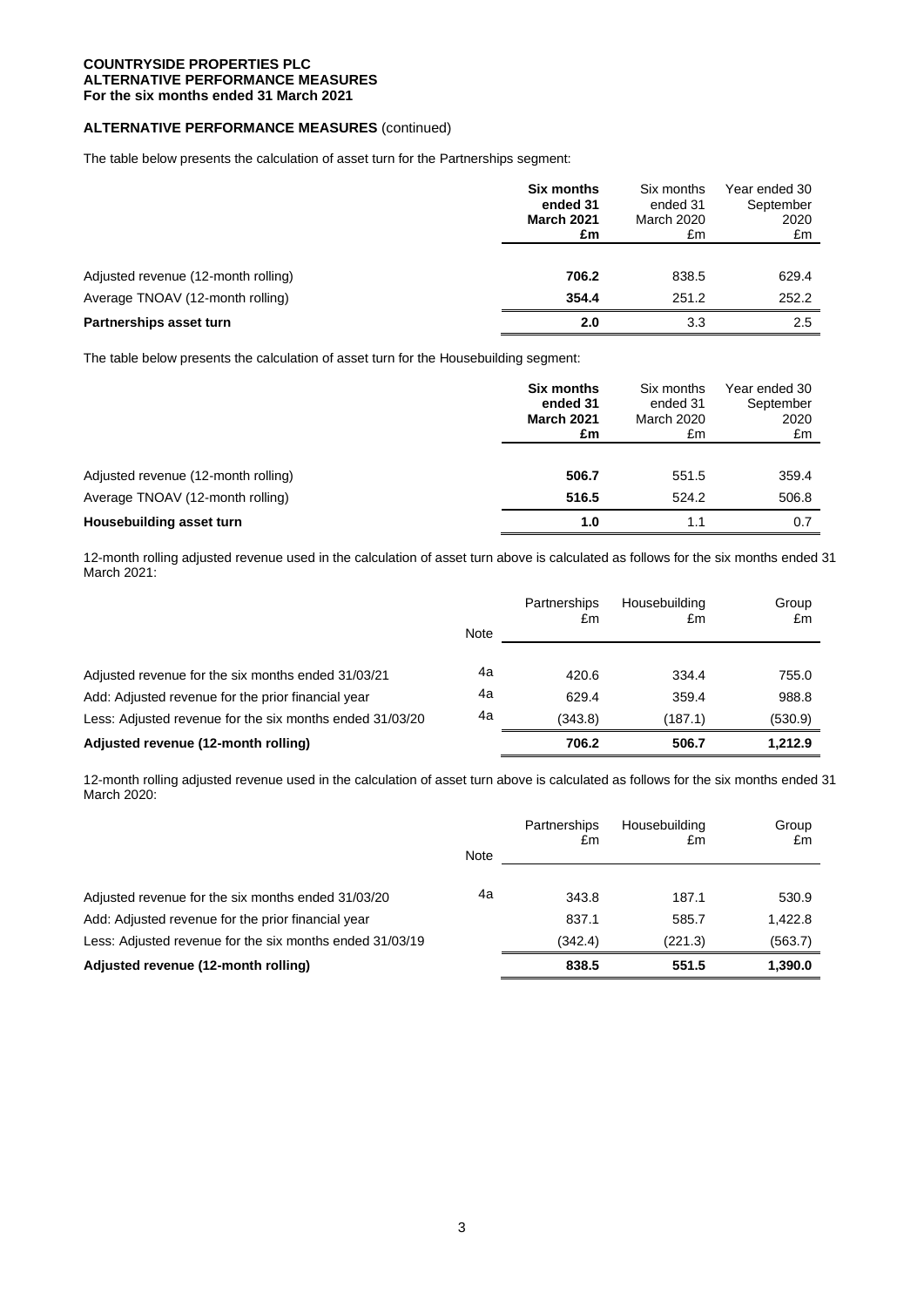**COUNTRYSIDE PROPERTIES PLC**
**ALTERNATIVE PERFORMANCE MEASURES**
**For the six months ended 31 March 2021**

## ALTERNATIVE PERFORMANCE MEASURES (continued)

The table below presents the calculation of asset turn for the Partnerships segment:

| | **Six months ended 31 March 2021 £m** | Six months ended 31 March 2020 £m | Year ended 30 September 2020 £m |
|---|---|---|---|
| Adjusted revenue (12-month rolling) | **706.2** | 838.5 | 629.4 |
| Average TNOAV (12-month rolling) | **354.4** | 251.2 | 252.2 |
| **Partnerships asset turn** | **2.0** | 3.3 | 2.5 |

The table below presents the calculation of asset turn for the Housebuilding segment:

| | **Six months ended 31 March 2021 £m** | Six months ended 31 March 2020 £m | Year ended 30 September 2020 £m |
|---|---|---|---|
| Adjusted revenue (12-month rolling) | **506.7** | 551.5 | 359.4 |
| Average TNOAV (12-month rolling) | **516.5** | 524.2 | 506.8 |
| **Housebuilding asset turn** | **1.0** | 1.1 | 0.7 |

12-month rolling adjusted revenue used in the calculation of asset turn above is calculated as follows for the six months ended 31 March 2021:

| | Note | Partnerships £m | Housebuilding £m | Group £m |
|---|---|---|---|---|
| Adjusted revenue for the six months ended 31/03/21 | 4a | 420.6 | 334.4 | 755.0 |
| Add: Adjusted revenue for the prior financial year | 4a | 629.4 | 359.4 | 988.8 |
| Less: Adjusted revenue for the six months ended 31/03/20 | 4a | (343.8) | (187.1) | (530.9) |
| **Adjusted revenue (12-month rolling)** | | **706.2** | **506.7** | **1,212.9** |

12-month rolling adjusted revenue used in the calculation of asset turn above is calculated as follows for the six months ended 31 March 2020:

| | Note | Partnerships £m | Housebuilding £m | Group £m |
|---|---|---|---|---|
| Adjusted revenue for the six months ended 31/03/20 | 4a | 343.8 | 187.1 | 530.9 |
| Add: Adjusted revenue for the prior financial year | | 837.1 | 585.7 | 1,422.8 |
| Less: Adjusted revenue for the six months ended 31/03/19 | | (342.4) | (221.3) | (563.7) |
| **Adjusted revenue (12-month rolling)** | | **838.5** | **551.5** | **1,390.0** |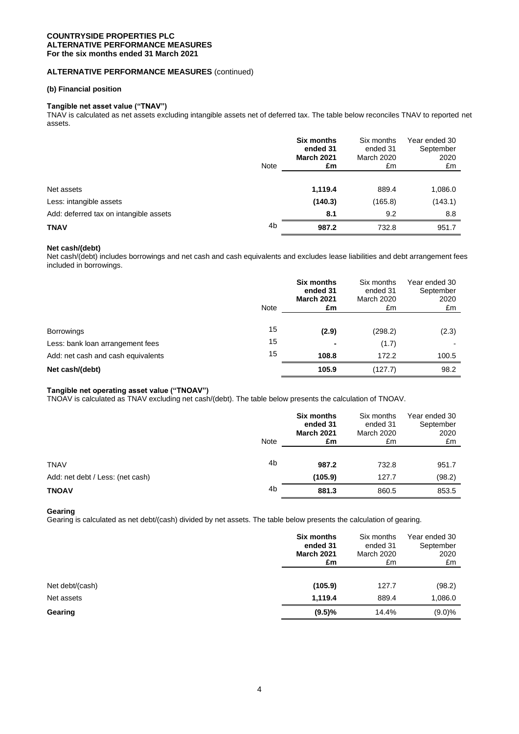**COUNTRYSIDE PROPERTIES PLC**
**ALTERNATIVE PERFORMANCE MEASURES**
**For the six months ended 31 March 2021**

## ALTERNATIVE PERFORMANCE MEASURES (continued)

### (b) Financial position

#### Tangible net asset value ("TNAV")

TNAV is calculated as net assets excluding intangible assets net of deferred tax. The table below reconciles TNAV to reported net assets.

| | Note | **Six months ended 31 March 2021 £m** | Six months ended 31 March 2020 £m | Year ended 30 September 2020 £m |
|---|---|---|---|---|
| Net assets | | **1,119.4** | 889.4 | 1,086.0 |
| Less: intangible assets | | **(140.3)** | (165.8) | (143.1) |
| Add: deferred tax on intangible assets | | **8.1** | 9.2 | 8.8 |
| **TNAV** | 4b | **987.2** | 732.8 | 951.7 |

#### Net cash/(debt)

Net cash/(debt) includes borrowings and net cash and cash equivalents and excludes lease liabilities and debt arrangement fees included in borrowings.

| | Note | **Six months ended 31 March 2021 £m** | Six months ended 31 March 2020 £m | Year ended 30 September 2020 £m |
|---|---|---|---|---|
| Borrowings | 15 | **(2.9)** | (298.2) | (2.3) |
| Less: bank loan arrangement fees | 15 | **-** | (1.7) | - |
| Add: net cash and cash equivalents | 15 | **108.8** | 172.2 | 100.5 |
| **Net cash/(debt)** | | **105.9** | (127.7) | 98.2 |

#### Tangible net operating asset value ("TNOAV")

TNOAV is calculated as TNAV excluding net cash/(debt). The table below presents the calculation of TNOAV.

| | Note | **Six months ended 31 March 2021 £m** | Six months ended 31 March 2020 £m | Year ended 30 September 2020 £m |
|---|---|---|---|---|
| TNAV | 4b | **987.2** | 732.8 | 951.7 |
| Add: net debt / Less: (net cash) | | **(105.9)** | 127.7 | (98.2) |
| **TNOAV** | 4b | **881.3** | 860.5 | 853.5 |

#### Gearing

Gearing is calculated as net debt/(cash) divided by net assets. The table below presents the calculation of gearing.

| | **Six months ended 31 March 2021 £m** | Six months ended 31 March 2020 £m | Year ended 30 September 2020 £m |
|---|---|---|---|
| Net debt/(cash) | **(105.9)** | 127.7 | (98.2) |
| Net assets | **1,119.4** | 889.4 | 1,086.0 |
| **Gearing** | **(9.5)%** | 14.4% | (9.0)% |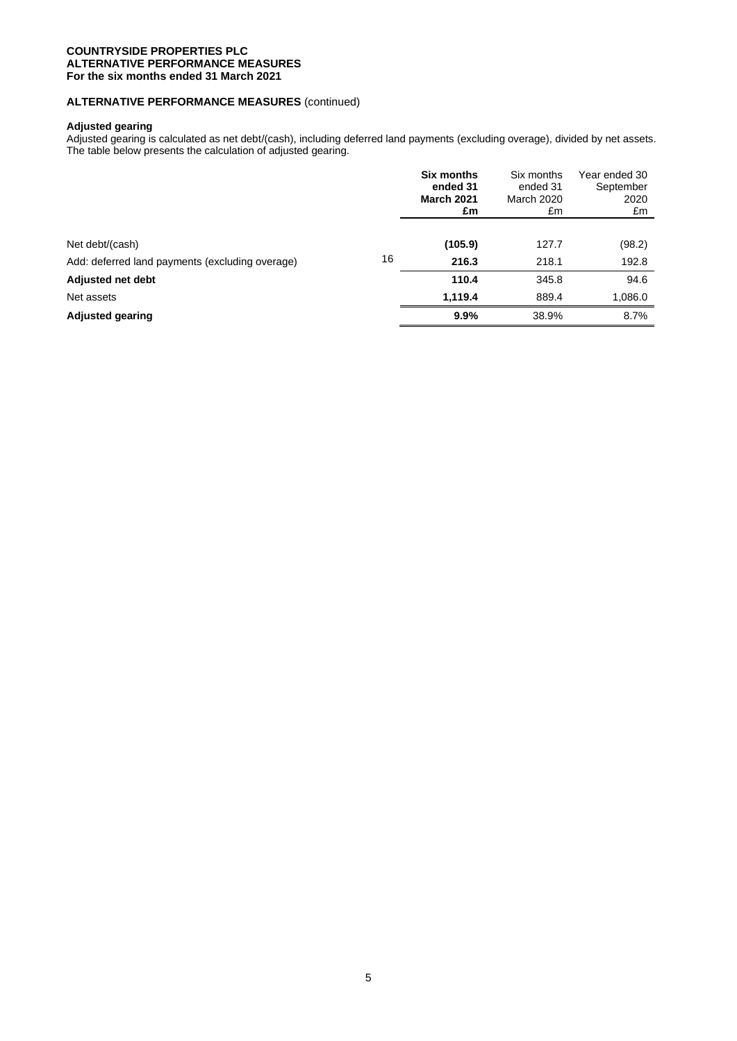**COUNTRYSIDE PROPERTIES PLC**
**ALTERNATIVE PERFORMANCE MEASURES**
**For the six months ended 31 March 2021**

## ALTERNATIVE PERFORMANCE MEASURES (continued)

### Adjusted gearing

Adjusted gearing is calculated as net debt/(cash), including deferred land payments (excluding overage), divided by net assets. The table below presents the calculation of adjusted gearing.

| | | **Six months ended 31 March 2021 £m** | Six months ended 31 March 2020 £m | Year ended 30 September 2020 £m |
|---|---|---|---|---|
| Net debt/(cash) | | **(105.9)** | 127.7 | (98.2) |
| Add: deferred land payments (excluding overage) | 16 | **216.3** | 218.1 | 192.8 |
| **Adjusted net debt** | | **110.4** | 345.8 | 94.6 |
| Net assets | | **1,119.4** | 889.4 | 1,086.0 |
| **Adjusted gearing** | | **9.9%** | 38.9% | 8.7% |